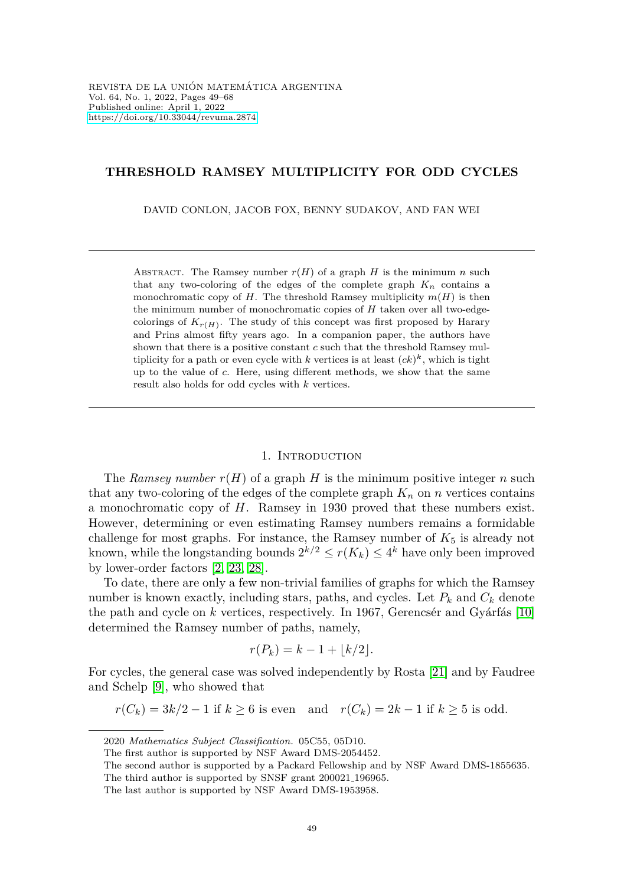REVISTA DE LA UNIÓN MATEMÁTICA ARGENTINA
Vol. 64, No. 1, 2022, Pages 49–68
Published online: April 1, 2022
https://doi.org/10.33044/revuma.2874

# THRESHOLD RAMSEY MULTIPLICITY FOR ODD CYCLES

DAVID CONLON, JACOB FOX, BENNY SUDAKOV, AND FAN WEI

Abstract. The Ramsey number $r(H)$ of a graph $H$ is the minimum $n$ such that any two-coloring of the edges of the complete graph $K_n$ contains a monochromatic copy of $H$. The threshold Ramsey multiplicity $m(H)$ is then the minimum number of monochromatic copies of $H$ taken over all two-edge-colorings of $K_{r(H)}$. The study of this concept was first proposed by Harary and Prins almost fifty years ago. In a companion paper, the authors have shown that there is a positive constant $c$ such that the threshold Ramsey multiplicity for a path or even cycle with $k$ vertices is at least $(ck)^k$, which is tight up to the value of $c$. Here, using different methods, we show that the same result also holds for odd cycles with $k$ vertices.

## 1. Introduction

The *Ramsey number* $r(H)$ of a graph $H$ is the minimum positive integer $n$ such that any two-coloring of the edges of the complete graph $K_n$ on $n$ vertices contains a monochromatic copy of $H$. Ramsey in 1930 proved that these numbers exist. However, determining or even estimating Ramsey numbers remains a formidable challenge for most graphs. For instance, the Ramsey number of $K_5$ is already not known, while the longstanding bounds $2^{k/2} \leq r(K_k) \leq 4^k$ have only been improved by lower-order factors [2, 23, 28].

To date, there are only a few non-trivial families of graphs for which the Ramsey number is known exactly, including stars, paths, and cycles. Let $P_k$ and $C_k$ denote the path and cycle on $k$ vertices, respectively. In 1967, Gerencsér and Gyárfás [10] determined the Ramsey number of paths, namely,

$$r(P_k) = k - 1 + \lfloor k/2 \rfloor.$$

For cycles, the general case was solved independently by Rosta [21] and by Faudree and Schelp [9], who showed that

$$r(C_k) = 3k/2 - 1 \text{ if } k \geq 6 \text{ is even} \quad \text{and} \quad r(C_k) = 2k - 1 \text{ if } k \geq 5 \text{ is odd.}$$

---

2020 *Mathematics Subject Classification.* 05C55, 05D10.

The first author is supported by NSF Award DMS-2054452.

The second author is supported by a Packard Fellowship and by NSF Award DMS-1855635.

The third author is supported by SNSF grant 200021_196965.

The last author is supported by NSF Award DMS-1953958.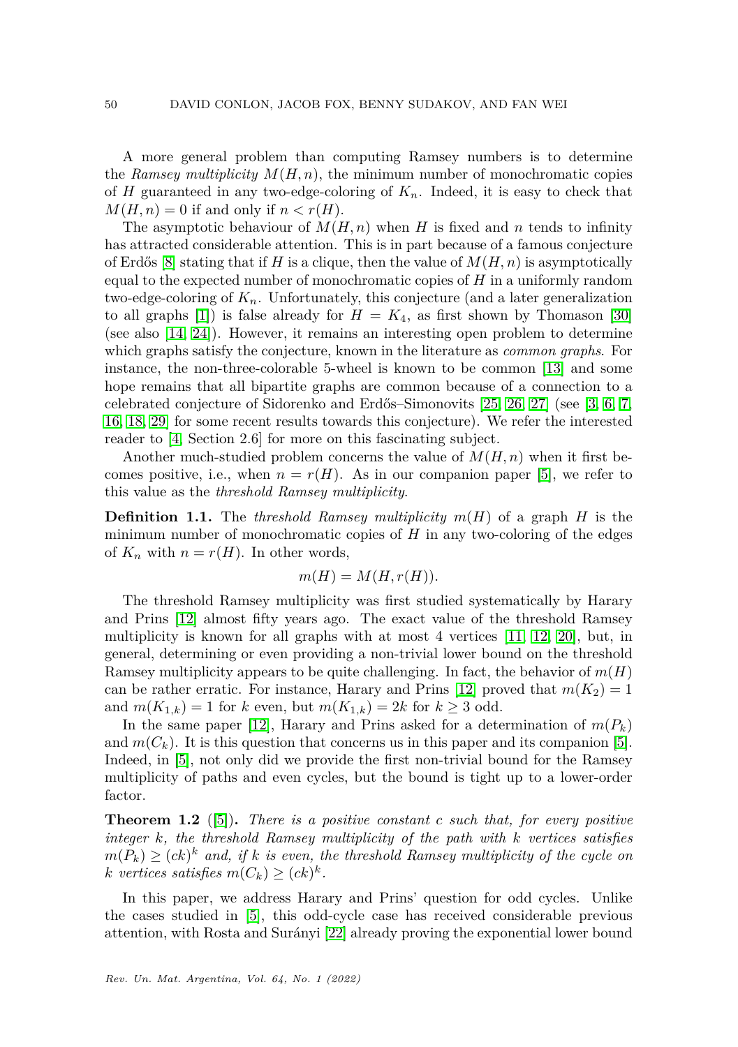A more general problem than computing Ramsey numbers is to determine the *Ramsey multiplicity* $M(H,n)$, the minimum number of monochromatic copies of $H$ guaranteed in any two-edge-coloring of $K_n$. Indeed, it is easy to check that $M(H,n) = 0$ if and only if $n < r(H)$.

The asymptotic behaviour of $M(H,n)$ when $H$ is fixed and $n$ tends to infinity has attracted considerable attention. This is in part because of a famous conjecture of Erdős [8] stating that if $H$ is a clique, then the value of $M(H,n)$ is asymptotically equal to the expected number of monochromatic copies of $H$ in a uniformly random two-edge-coloring of $K_n$. Unfortunately, this conjecture (and a later generalization to all graphs [1]) is false already for $H = K_4$, as first shown by Thomason [30] (see also [14, 24]). However, it remains an interesting open problem to determine which graphs satisfy the conjecture, known in the literature as *common graphs*. For instance, the non-three-colorable 5-wheel is known to be common [13] and some hope remains that all bipartite graphs are common because of a connection to a celebrated conjecture of Sidorenko and Erdős–Simonovits [25, 26, 27] (see [3, 6, 7, 16, 18, 29] for some recent results towards this conjecture). We refer the interested reader to [4, Section 2.6] for more on this fascinating subject.

Another much-studied problem concerns the value of $M(H,n)$ when it first becomes positive, i.e., when $n = r(H)$. As in our companion paper [5], we refer to this value as the *threshold Ramsey multiplicity*.

**Definition 1.1.** The *threshold Ramsey multiplicity* $m(H)$ of a graph $H$ is the minimum number of monochromatic copies of $H$ in any two-coloring of the edges of $K_n$ with $n = r(H)$. In other words,

$$m(H) = M(H, r(H)).$$

The threshold Ramsey multiplicity was first studied systematically by Harary and Prins [12] almost fifty years ago. The exact value of the threshold Ramsey multiplicity is known for all graphs with at most 4 vertices [11, 12, 20], but, in general, determining or even providing a non-trivial lower bound on the threshold Ramsey multiplicity appears to be quite challenging. In fact, the behavior of $m(H)$ can be rather erratic. For instance, Harary and Prins [12] proved that $m(K_2) = 1$ and $m(K_{1,k}) = 1$ for $k$ even, but $m(K_{1,k}) = 2k$ for $k \geq 3$ odd.

In the same paper [12], Harary and Prins asked for a determination of $m(P_k)$ and $m(C_k)$. It is this question that concerns us in this paper and its companion [5]. Indeed, in [5], not only did we provide the first non-trivial bound for the Ramsey multiplicity of paths and even cycles, but the bound is tight up to a lower-order factor.

**Theorem 1.2** ([5])**.** *There is a positive constant $c$ such that, for every positive integer $k$, the threshold Ramsey multiplicity of the path with $k$ vertices satisfies $m(P_k) \geq (ck)^k$ and, if $k$ is even, the threshold Ramsey multiplicity of the cycle on $k$ vertices satisfies $m(C_k) \geq (ck)^k$.*

In this paper, we address Harary and Prins' question for odd cycles. Unlike the cases studied in [5], this odd-cycle case has received considerable previous attention, with Rosta and Surányi [22] already proving the exponential lower bound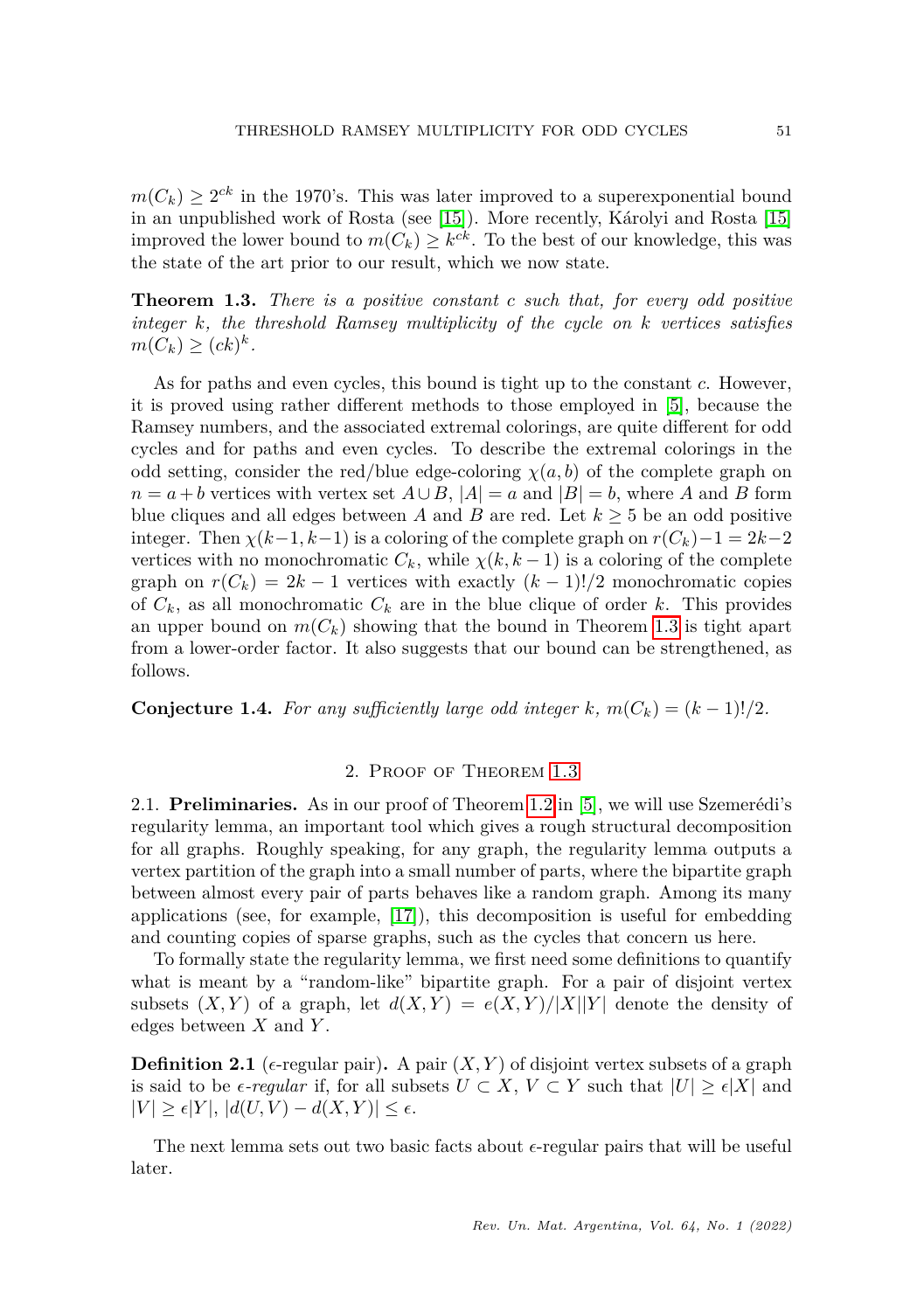$m(C_k) \geq 2^{ck}$ in the 1970's. This was later improved to a superexponential bound in an unpublished work of Rosta (see [15]). More recently, Károlyi and Rosta [15] improved the lower bound to $m(C_k) \geq k^{ck}$. To the best of our knowledge, this was the state of the art prior to our result, which we now state.

**Theorem 1.3.** *There is a positive constant $c$ such that, for every odd positive integer $k$, the threshold Ramsey multiplicity of the cycle on $k$ vertices satisfies $m(C_k) \geq (ck)^k$.*

As for paths and even cycles, this bound is tight up to the constant $c$. However, it is proved using rather different methods to those employed in [5], because the Ramsey numbers, and the associated extremal colorings, are quite different for odd cycles and for paths and even cycles. To describe the extremal colorings in the odd setting, consider the red/blue edge-coloring $\chi(a, b)$ of the complete graph on $n = a + b$ vertices with vertex set $A \cup B$, $|A| = a$ and $|B| = b$, where $A$ and $B$ form blue cliques and all edges between $A$ and $B$ are red. Let $k \geq 5$ be an odd positive integer. Then $\chi(k-1, k-1)$ is a coloring of the complete graph on $r(C_k) - 1 = 2k-2$ vertices with no monochromatic $C_k$, while $\chi(k, k-1)$ is a coloring of the complete graph on $r(C_k) = 2k - 1$ vertices with exactly $(k-1)!/2$ monochromatic copies of $C_k$, as all monochromatic $C_k$ are in the blue clique of order $k$. This provides an upper bound on $m(C_k)$ showing that the bound in Theorem 1.3 is tight apart from a lower-order factor. It also suggests that our bound can be strengthened, as follows.

**Conjecture 1.4.** *For any sufficiently large odd integer $k$, $m(C_k) = (k-1)!/2$.*

## 2. Proof of Theorem 1.3

2.1. **Preliminaries.** As in our proof of Theorem 1.2 in [5], we will use Szemerédi's regularity lemma, an important tool which gives a rough structural decomposition for all graphs. Roughly speaking, for any graph, the regularity lemma outputs a vertex partition of the graph into a small number of parts, where the bipartite graph between almost every pair of parts behaves like a random graph. Among its many applications (see, for example, [17]), this decomposition is useful for embedding and counting copies of sparse graphs, such as the cycles that concern us here.

To formally state the regularity lemma, we first need some definitions to quantify what is meant by a "random-like" bipartite graph. For a pair of disjoint vertex subsets $(X, Y)$ of a graph, let $d(X, Y) = e(X, Y)/|X||Y|$ denote the density of edges between $X$ and $Y$.

**Definition 2.1** ($\epsilon$-regular pair)**.** A pair $(X, Y)$ of disjoint vertex subsets of a graph is said to be *$\epsilon$-regular* if, for all subsets $U \subset X$, $V \subset Y$ such that $|U| \geq \epsilon|X|$ and $|V| \geq \epsilon|Y|$, $|d(U, V) - d(X, Y)| \leq \epsilon$.

The next lemma sets out two basic facts about $\epsilon$-regular pairs that will be useful later.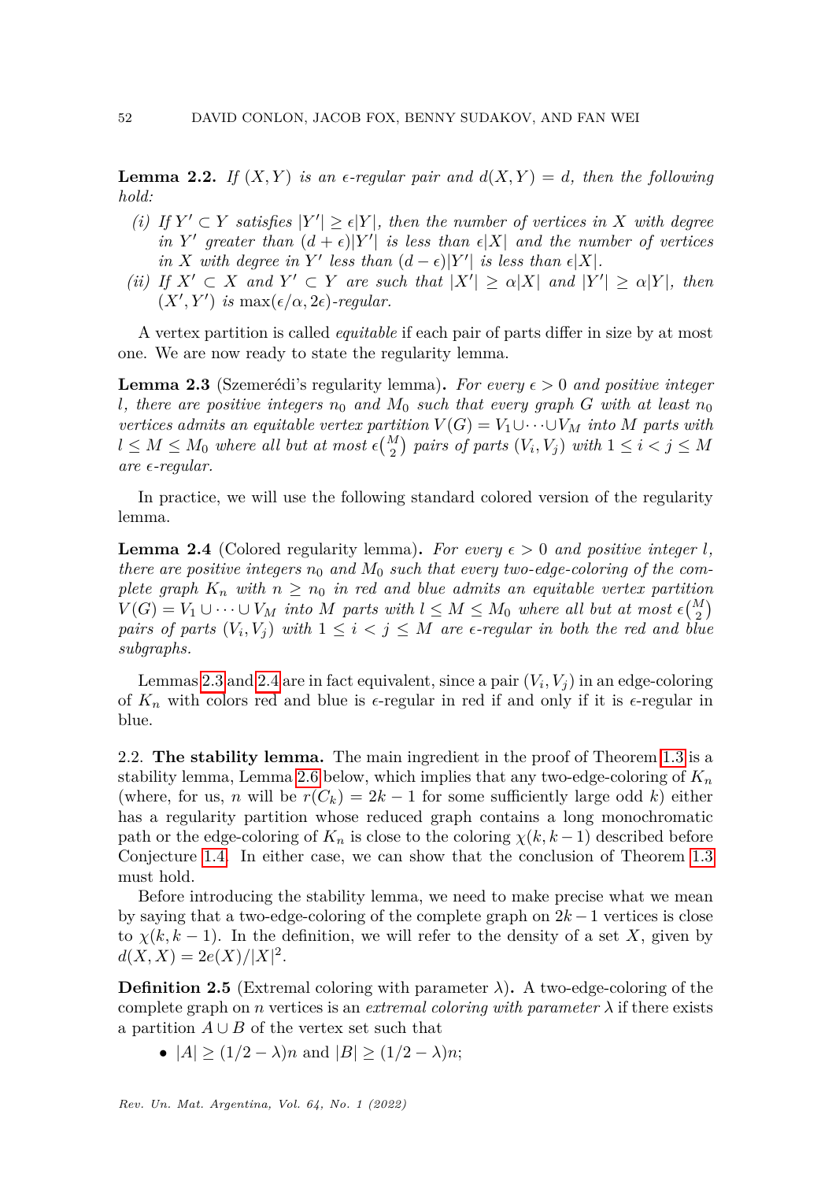**Lemma 2.2.** *If $(X, Y)$ is an $\epsilon$-regular pair and $d(X, Y) = d$, then the following hold:*

- *(i) If $Y' \subset Y$ satisfies $|Y'| \geq \epsilon|Y|$, then the number of vertices in $X$ with degree in $Y'$ greater than $(d+\epsilon)|Y'|$ is less than $\epsilon|X|$ and the number of vertices in $X$ with degree in $Y'$ less than $(d-\epsilon)|Y'|$ is less than $\epsilon|X|$.*
- *(ii) If $X' \subset X$ and $Y' \subset Y$ are such that $|X'| \geq \alpha|X|$ and $|Y'| \geq \alpha|Y|$, then $(X', Y')$ is $\max(\epsilon/\alpha, 2\epsilon)$-regular.*

A vertex partition is called *equitable* if each pair of parts differ in size by at most one. We are now ready to state the regularity lemma.

**Lemma 2.3** (Szemerédi's regularity lemma)**.** *For every $\epsilon > 0$ and positive integer $l$, there are positive integers $n_0$ and $M_0$ such that every graph $G$ with at least $n_0$ vertices admits an equitable vertex partition $V(G) = V_1 \cup \cdots \cup V_M$ into $M$ parts with $l \leq M \leq M_0$ where all but at most $\epsilon\binom{M}{2}$ pairs of parts $(V_i, V_j)$ with $1 \leq i < j \leq M$ are $\epsilon$-regular.*

In practice, we will use the following standard colored version of the regularity lemma.

**Lemma 2.4** (Colored regularity lemma)**.** *For every $\epsilon > 0$ and positive integer $l$, there are positive integers $n_0$ and $M_0$ such that every two-edge-coloring of the complete graph $K_n$ with $n \geq n_0$ in red and blue admits an equitable vertex partition $V(G) = V_1 \cup \cdots \cup V_M$ into $M$ parts with $l \leq M \leq M_0$ where all but at most $\epsilon\binom{M}{2}$ pairs of parts $(V_i, V_j)$ with $1 \leq i < j \leq M$ are $\epsilon$-regular in both the red and blue subgraphs.*

Lemmas 2.3 and 2.4 are in fact equivalent, since a pair $(V_i, V_j)$ in an edge-coloring of $K_n$ with colors red and blue is $\epsilon$-regular in red if and only if it is $\epsilon$-regular in blue.

2.2. **The stability lemma.** The main ingredient in the proof of Theorem 1.3 is a stability lemma, Lemma 2.6 below, which implies that any two-edge-coloring of $K_n$ (where, for us, $n$ will be $r(C_k) = 2k-1$ for some sufficiently large odd $k$) either has a regularity partition whose reduced graph contains a long monochromatic path or the edge-coloring of $K_n$ is close to the coloring $\chi(k, k-1)$ described before Conjecture 1.4. In either case, we can show that the conclusion of Theorem 1.3 must hold.

Before introducing the stability lemma, we need to make precise what we mean by saying that a two-edge-coloring of the complete graph on $2k-1$ vertices is close to $\chi(k, k-1)$. In the definition, we will refer to the density of a set $X$, given by $d(X, X) = 2e(X)/|X|^2$.

**Definition 2.5** (Extremal coloring with parameter $\lambda$)**.** A two-edge-coloring of the complete graph on $n$ vertices is an *extremal coloring with parameter* $\lambda$ if there exists a partition $A \cup B$ of the vertex set such that

- $|A| \geq (1/2 - \lambda)n$ and $|B| \geq (1/2 - \lambda)n$;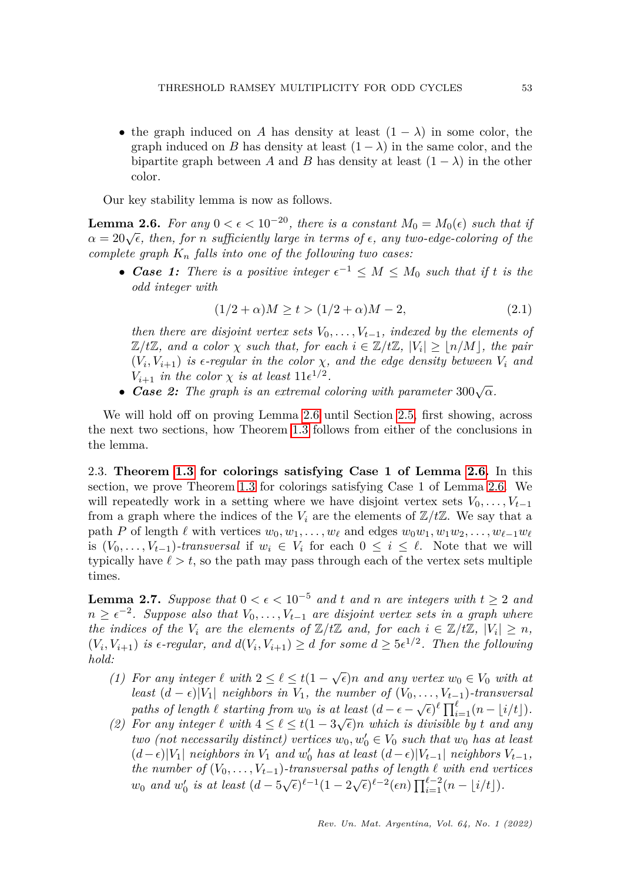- the graph induced on $A$ has density at least $(1-\lambda)$ in some color, the graph induced on $B$ has density at least $(1-\lambda)$ in the same color, and the bipartite graph between $A$ and $B$ has density at least $(1-\lambda)$ in the other color.

Our key stability lemma is now as follows.

**Lemma 2.6.** *For any $0<\epsilon<10^{-20}$, there is a constant $M_0 = M_0(\epsilon)$ such that if $\alpha = 20\sqrt{\epsilon}$, then, for $n$ sufficiently large in terms of $\epsilon$, any two-edge-coloring of the complete graph $K_n$ falls into one of the following two cases:*

- ***Case 1:*** *There is a positive integer $\epsilon^{-1} \leq M \leq M_0$ such that if $t$ is the odd integer with*
$$(1/2+\alpha)M \geq t > (1/2+\alpha)M - 2, \tag{2.1}$$
*then there are disjoint vertex sets $V_0, \ldots, V_{t-1}$, indexed by the elements of $\mathbb{Z}/t\mathbb{Z}$, and a color $\chi$ such that, for each $i \in \mathbb{Z}/t\mathbb{Z}$, $|V_i| \geq \lfloor n/M \rfloor$, the pair $(V_i, V_{i+1})$ is $\epsilon$-regular in the color $\chi$, and the edge density between $V_i$ and $V_{i+1}$ in the color $\chi$ is at least $11\epsilon^{1/2}$.*
- ***Case 2:*** *The graph is an extremal coloring with parameter $300\sqrt{\alpha}$.*

We will hold off on proving Lemma 2.6 until Section 2.5, first showing, across the next two sections, how Theorem 1.3 follows from either of the conclusions in the lemma.

2.3. **Theorem 1.3 for colorings satisfying Case 1 of Lemma 2.6.** In this section, we prove Theorem 1.3 for colorings satisfying Case 1 of Lemma 2.6. We will repeatedly work in a setting where we have disjoint vertex sets $V_0, \ldots, V_{t-1}$ from a graph where the indices of the $V_i$ are the elements of $\mathbb{Z}/t\mathbb{Z}$. We say that a path $P$ of length $\ell$ with vertices $w_0, w_1, \ldots, w_\ell$ and edges $w_0w_1, w_1w_2, \ldots, w_{\ell-1}w_\ell$ is $(V_0, \ldots, V_{t-1})$-*transversal* if $w_i \in V_i$ for each $0 \leq i \leq \ell$. Note that we will typically have $\ell > t$, so the path may pass through each of the vertex sets multiple times.

**Lemma 2.7.** *Suppose that $0 < \epsilon < 10^{-5}$ and $t$ and $n$ are integers with $t \geq 2$ and $n \geq \epsilon^{-2}$. Suppose also that $V_0, \ldots, V_{t-1}$ are disjoint vertex sets in a graph where the indices of the $V_i$ are the elements of $\mathbb{Z}/t\mathbb{Z}$ and, for each $i \in \mathbb{Z}/t\mathbb{Z}$, $|V_i| \geq n$, $(V_i, V_{i+1})$ is $\epsilon$-regular, and $d(V_i, V_{i+1}) \geq d$ for some $d \geq 5\epsilon^{1/2}$. Then the following hold:*

1. *For any integer $\ell$ with $2 \leq \ell \leq t(1-\sqrt{\epsilon})n$ and any vertex $w_0 \in V_0$ with at least $(d-\epsilon)|V_1|$ neighbors in $V_1$, the number of $(V_0, \ldots, V_{t-1})$-transversal paths of length $\ell$ starting from $w_0$ is at least $(d-\epsilon-\sqrt{\epsilon})^\ell \prod_{i=1}^{\ell}(n - \lfloor i/t \rfloor)$.*
2. *For any integer $\ell$ with $4 \leq \ell \leq t(1-3\sqrt{\epsilon})n$ which is divisible by $t$ and any two (not necessarily distinct) vertices $w_0, w_0' \in V_0$ such that $w_0$ has at least $(d-\epsilon)|V_1|$ neighbors in $V_1$ and $w_0'$ has at least $(d-\epsilon)|V_{t-1}|$ neighbors $V_{t-1}$, the number of $(V_0, \ldots, V_{t-1})$-transversal paths of length $\ell$ with end vertices $w_0$ and $w_0'$ is at least $(d-5\sqrt{\epsilon})^{\ell-1}(1-2\sqrt{\epsilon})^{\ell-2}(\epsilon n)\prod_{i=1}^{\ell-2}(n-\lfloor i/t \rfloor)$.*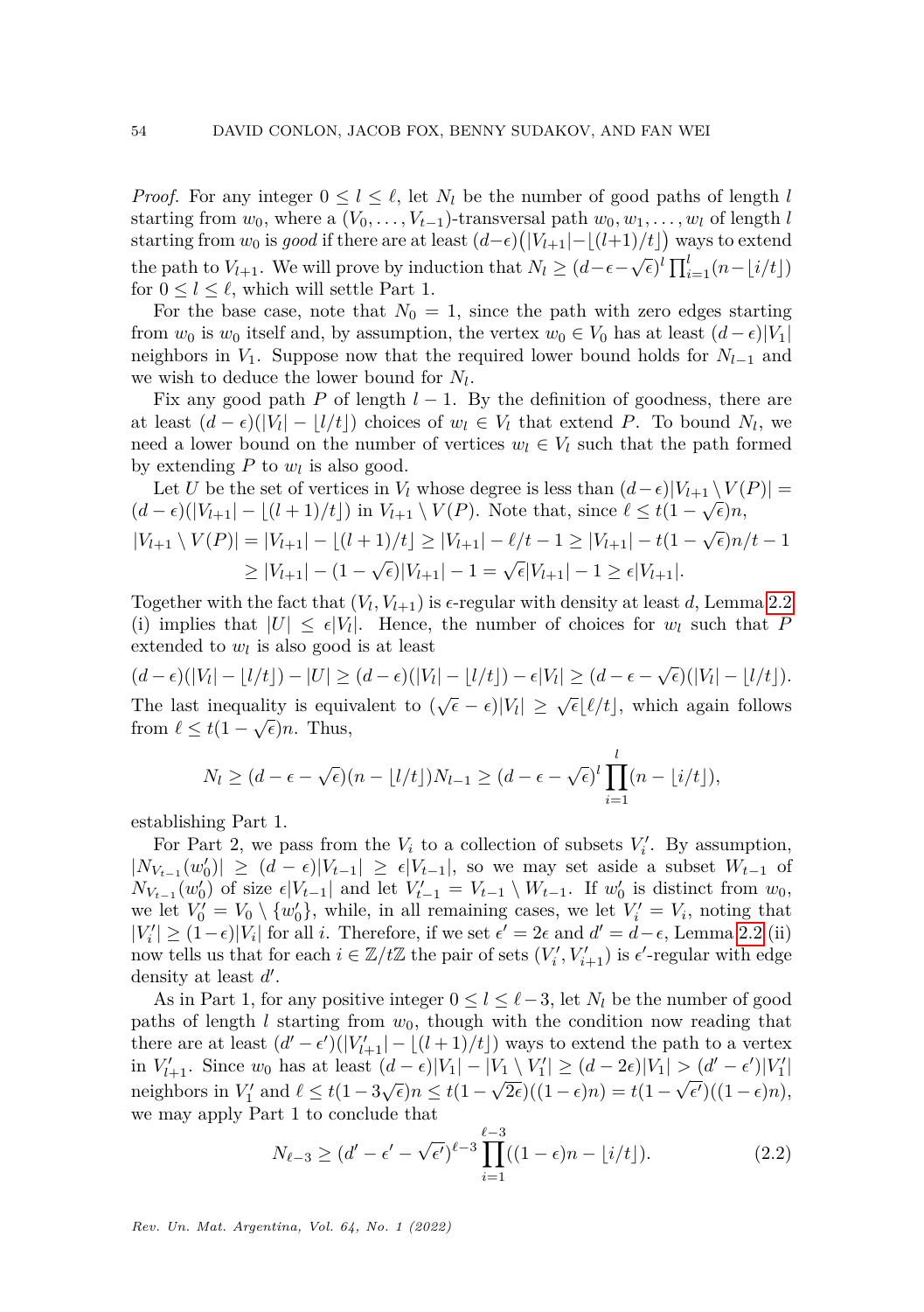*Proof.* For any integer $0 \le l \le \ell$, let $N_l$ be the number of good paths of length $l$ starting from $w_0$, where a $(V_0, \dots, V_{t-1})$-transversal path $w_0, w_1, \dots, w_l$ of length $l$ starting from $w_0$ is *good* if there are at least $(d-\epsilon)\big(|V_{l+1}| - \lfloor (l+1)/t \rfloor\big)$ ways to extend the path to $V_{l+1}$. We will prove by induction that $N_l \ge (d - \epsilon - \sqrt{\epsilon})^l \prod_{i=1}^{l} (n - \lfloor i/t \rfloor)$ for $0 \le l \le \ell$, which will settle Part 1.

For the base case, note that $N_0 = 1$, since the path with zero edges starting from $w_0$ is $w_0$ itself and, by assumption, the vertex $w_0 \in V_0$ has at least $(d-\epsilon)|V_1|$ neighbors in $V_1$. Suppose now that the required lower bound holds for $N_{l-1}$ and we wish to deduce the lower bound for $N_l$.

Fix any good path $P$ of length $l-1$. By the definition of goodness, there are at least $(d-\epsilon)(|V_l| - \lfloor l/t \rfloor)$ choices of $w_l \in V_l$ that extend $P$. To bound $N_l$, we need a lower bound on the number of vertices $w_l \in V_l$ such that the path formed by extending $P$ to $w_l$ is also good.

Let $U$ be the set of vertices in $V_l$ whose degree is less than $(d-\epsilon)|V_{l+1} \setminus V(P)| = (d-\epsilon)(|V_{l+1}| - \lfloor (l+1)/t \rfloor)$ in $V_{l+1} \setminus V(P)$. Note that, since $\ell \le t(1 - \sqrt{\epsilon})n$,

$$
\begin{aligned}
|V_{l+1} \setminus V(P)| = |V_{l+1}| - \lfloor (l+1)/t \rfloor &\ge |V_{l+1}| - \ell/t - 1 \ge |V_{l+1}| - t(1-\sqrt{\epsilon})n/t - 1 \\
&\ge |V_{l+1}| - (1-\sqrt{\epsilon})|V_{l+1}| - 1 = \sqrt{\epsilon}|V_{l+1}| - 1 \ge \epsilon|V_{l+1}|.
\end{aligned}
$$

Together with the fact that $(V_l, V_{l+1})$ is $\epsilon$-regular with density at least $d$, Lemma 2.2 (i) implies that $|U| \le \epsilon|V_l|$. Hence, the number of choices for $w_l$ such that $P$ extended to $w_l$ is also good is at least

$$
(d-\epsilon)(|V_l| - \lfloor l/t \rfloor) - |U| \ge (d-\epsilon)(|V_l| - \lfloor l/t \rfloor) - \epsilon|V_l| \ge (d - \epsilon - \sqrt{\epsilon})(|V_l| - \lfloor l/t \rfloor).
$$

The last inequality is equivalent to $(\sqrt{\epsilon} - \epsilon)|V_l| \ge \sqrt{\epsilon}\lfloor \ell/t \rfloor$, which again follows from $\ell \le t(1-\sqrt{\epsilon})n$. Thus,

$$
N_l \ge (d - \epsilon - \sqrt{\epsilon})(n - \lfloor l/t \rfloor) N_{l-1} \ge (d - \epsilon - \sqrt{\epsilon})^l \prod_{i=1}^{l} (n - \lfloor i/t \rfloor),
$$

establishing Part 1.

For Part 2, we pass from the $V_i$ to a collection of subsets $V_i'$. By assumption, $|N_{V_{t-1}}(w_0')| \ge (d-\epsilon)|V_{t-1}| \ge \epsilon|V_{t-1}|$, so we may set aside a subset $W_{t-1}$ of $N_{V_{t-1}}(w_0')$ of size $\epsilon|V_{t-1}|$ and let $V_{t-1}' = V_{t-1} \setminus W_{t-1}$. If $w_0'$ is distinct from $w_0$, we let $V_0' = V_0 \setminus \{w_0'\}$, while, in all remaining cases, we let $V_i' = V_i$, noting that $|V_i'| \ge (1-\epsilon)|V_i|$ for all $i$. Therefore, if we set $\epsilon' = 2\epsilon$ and $d' = d - \epsilon$, Lemma 2.2 (ii) now tells us that for each $i \in \mathbb{Z}/t\mathbb{Z}$ the pair of sets $(V_i', V_{i+1}')$ is $\epsilon'$-regular with edge density at least $d'$.

As in Part 1, for any positive integer $0 \le l \le \ell - 3$, let $N_l$ be the number of good paths of length $l$ starting from $w_0$, though with the condition now reading that there are at least $(d' - \epsilon')(|V_{l+1}'| - \lfloor (l+1)/t \rfloor)$ ways to extend the path to a vertex in $V_{l+1}'$. Since $w_0$ has at least $(d-\epsilon)|V_1| - |V_1 \setminus V_1'| \ge (d - 2\epsilon)|V_1| > (d' - \epsilon')|V_1'|$ neighbors in $V_1'$ and $\ell \le t(1 - 3\sqrt{\epsilon})n \le t(1 - \sqrt{2\epsilon})((1-\epsilon)n) = t(1 - \sqrt{\epsilon'})((1-\epsilon)n)$, we may apply Part 1 to conclude that

$$
N_{\ell-3} \ge (d' - \epsilon' - \sqrt{\epsilon'})^{\ell-3} \prod_{i=1}^{\ell-3} ((1-\epsilon)n - \lfloor i/t \rfloor). \tag{2.2}
$$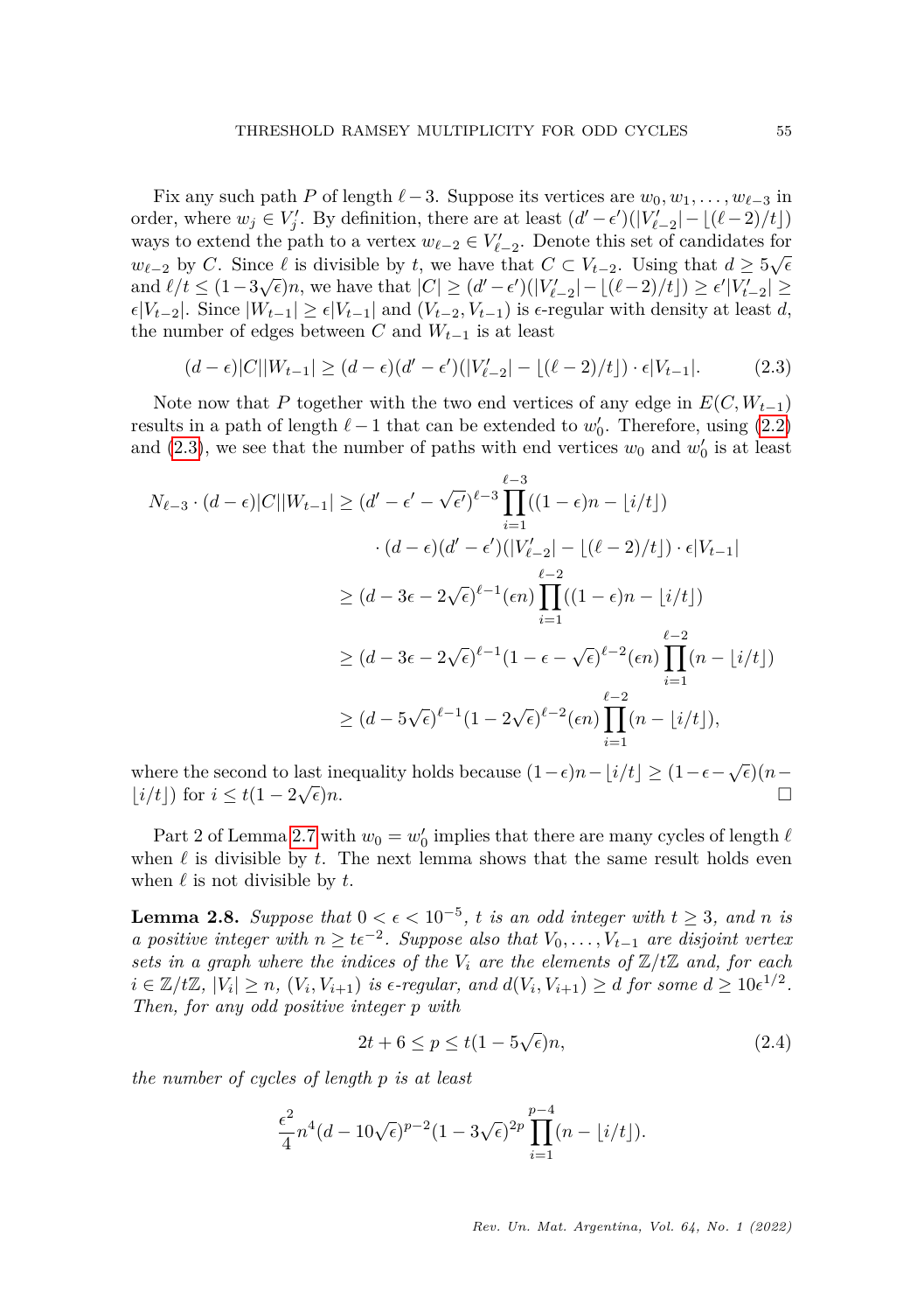Fix any such path $P$ of length $\ell - 3$. Suppose its vertices are $w_0, w_1, \ldots, w_{\ell-3}$ in order, where $w_j \in V'_j$. By definition, there are at least $(d' - \epsilon')(|V'_{\ell-2}| - \lfloor (\ell-2)/t \rfloor)$ ways to extend the path to a vertex $w_{\ell-2} \in V'_{\ell-2}$. Denote this set of candidates for $w_{\ell-2}$ by $C$. Since $\ell$ is divisible by $t$, we have that $C \subset V_{t-2}$. Using that $d \geq 5\sqrt{\epsilon}$ and $\ell/t \leq (1-3\sqrt{\epsilon})n$, we have that $|C| \geq (d'-\epsilon')(|V'_{\ell-2}| - \lfloor (\ell-2)/t \rfloor) \geq \epsilon' |V'_{t-2}| \geq \epsilon |V_{t-2}|$. Since $|W_{t-1}| \geq \epsilon |V_{t-1}|$ and $(V_{t-2}, V_{t-1})$ is $\epsilon$-regular with density at least $d$, the number of edges between $C$ and $W_{t-1}$ is at least

$$(d-\epsilon)|C||W_{t-1}| \geq (d-\epsilon)(d'-\epsilon')(|V'_{\ell-2}| - \lfloor (\ell-2)/t \rfloor) \cdot \epsilon |V_{t-1}|. \tag{2.3}$$

Note now that $P$ together with the two end vertices of any edge in $E(C, W_{t-1})$ results in a path of length $\ell - 1$ that can be extended to $w'_0$. Therefore, using (2.2) and (2.3), we see that the number of paths with end vertices $w_0$ and $w'_0$ is at least

$$\begin{aligned}
N_{\ell-3} \cdot (d-\epsilon)|C||W_{t-1}| &\geq (d' - \epsilon' - \sqrt{\epsilon'})^{\ell-3} \prod_{i=1}^{\ell-3} ((1-\epsilon)n - \lfloor i/t \rfloor) \\
&\quad \cdot (d-\epsilon)(d'-\epsilon')(|V'_{\ell-2}| - \lfloor (\ell-2)/t \rfloor) \cdot \epsilon |V_{t-1}| \\
&\geq (d - 3\epsilon - 2\sqrt{\epsilon})^{\ell-1} (\epsilon n) \prod_{i=1}^{\ell-2} ((1-\epsilon)n - \lfloor i/t \rfloor) \\
&\geq (d - 3\epsilon - 2\sqrt{\epsilon})^{\ell-1} (1 - \epsilon - \sqrt{\epsilon})^{\ell-2} (\epsilon n) \prod_{i=1}^{\ell-2} (n - \lfloor i/t \rfloor) \\
&\geq (d - 5\sqrt{\epsilon})^{\ell-1} (1 - 2\sqrt{\epsilon})^{\ell-2} (\epsilon n) \prod_{i=1}^{\ell-2} (n - \lfloor i/t \rfloor),
\end{aligned}$$

where the second to last inequality holds because $(1-\epsilon)n - \lfloor i/t \rfloor \geq (1-\epsilon-\sqrt{\epsilon})(n - \lfloor i/t \rfloor)$ for $i \leq t(1-2\sqrt{\epsilon})n$. $\square$

Part 2 of Lemma 2.7 with $w_0 = w'_0$ implies that there are many cycles of length $\ell$ when $\ell$ is divisible by $t$. The next lemma shows that the same result holds even when $\ell$ is not divisible by $t$.

**Lemma 2.8.** *Suppose that $0 < \epsilon < 10^{-5}$, $t$ is an odd integer with $t \geq 3$, and $n$ is a positive integer with $n \geq t\epsilon^{-2}$. Suppose also that $V_0, \ldots, V_{t-1}$ are disjoint vertex sets in a graph where the indices of the $V_i$ are the elements of $\mathbb{Z}/t\mathbb{Z}$ and, for each $i \in \mathbb{Z}/t\mathbb{Z}$, $|V_i| \geq n$, $(V_i, V_{i+1})$ is $\epsilon$-regular, and $d(V_i, V_{i+1}) \geq d$ for some $d \geq 10\epsilon^{1/2}$. Then, for any odd positive integer $p$ with*

$$2t + 6 \leq p \leq t(1 - 5\sqrt{\epsilon})n, \tag{2.4}$$

*the number of cycles of length $p$ is at least*

$$\frac{\epsilon^2}{4} n^4 (d - 10\sqrt{\epsilon})^{p-2} (1 - 3\sqrt{\epsilon})^{2p} \prod_{i=1}^{p-4} (n - \lfloor i/t \rfloor).$$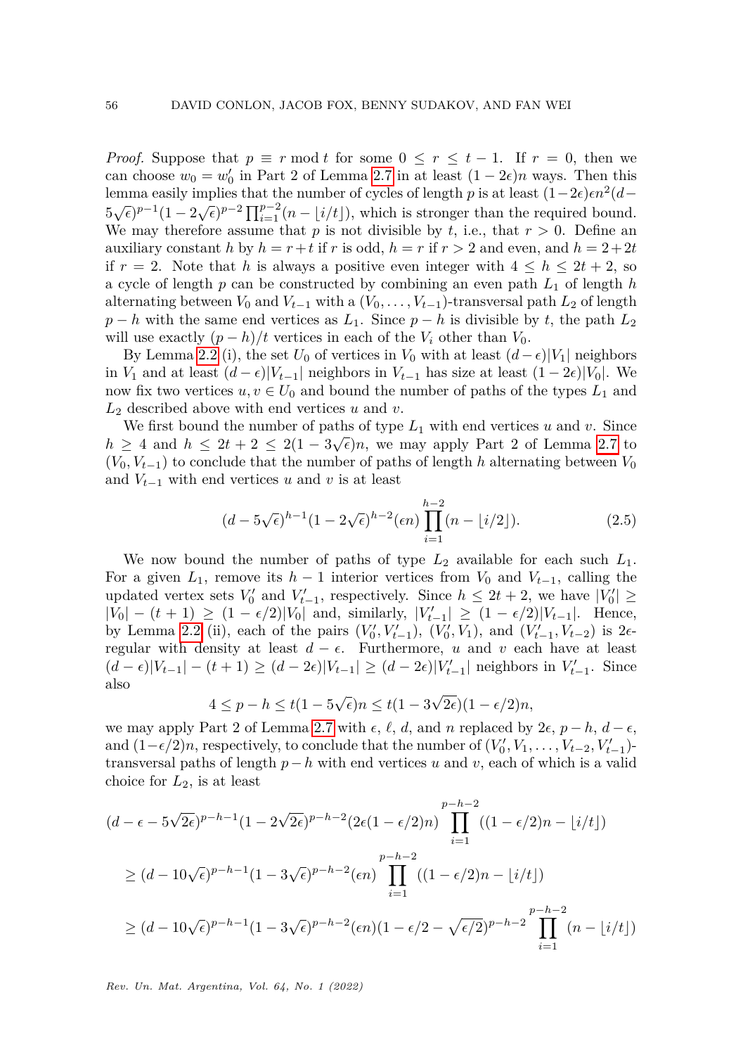*Proof.* Suppose that $p \equiv r \bmod t$ for some $0 \le r \le t-1$. If $r = 0$, then we can choose $w_0 = w_0'$ in Part 2 of Lemma 2.7 in at least $(1-2\epsilon)n$ ways. Then this lemma easily implies that the number of cycles of length $p$ is at least $(1-2\epsilon)\epsilon n^2(d-5\sqrt{\epsilon})^{p-1}(1-2\sqrt{\epsilon})^{p-2}\prod_{i=1}^{p-2}(n-\lfloor i/t \rfloor)$, which is stronger than the required bound. We may therefore assume that $p$ is not divisible by $t$, i.e., that $r > 0$. Define an auxiliary constant $h$ by $h = r+t$ if $r$ is odd, $h = r$ if $r > 2$ and even, and $h = 2+2t$ if $r = 2$. Note that $h$ is always a positive even integer with $4 \le h \le 2t+2$, so a cycle of length $p$ can be constructed by combining an even path $L_1$ of length $h$ alternating between $V_0$ and $V_{t-1}$ with a $(V_0, \ldots, V_{t-1})$-transversal path $L_2$ of length $p-h$ with the same end vertices as $L_1$. Since $p-h$ is divisible by $t$, the path $L_2$ will use exactly $(p-h)/t$ vertices in each of the $V_i$ other than $V_0$.

By Lemma 2.2 (i), the set $U_0$ of vertices in $V_0$ with at least $(d-\epsilon)|V_1|$ neighbors in $V_1$ and at least $(d-\epsilon)|V_{t-1}|$ neighbors in $V_{t-1}$ has size at least $(1-2\epsilon)|V_0|$. We now fix two vertices $u, v \in U_0$ and bound the number of paths of the types $L_1$ and $L_2$ described above with end vertices $u$ and $v$.

We first bound the number of paths of type $L_1$ with end vertices $u$ and $v$. Since $h \ge 4$ and $h \le 2t+2 \le 2(1-3\sqrt{\epsilon})n$, we may apply Part 2 of Lemma 2.7 to $(V_0, V_{t-1})$ to conclude that the number of paths of length $h$ alternating between $V_0$ and $V_{t-1}$ with end vertices $u$ and $v$ is at least

$$(d-5\sqrt{\epsilon})^{h-1}(1-2\sqrt{\epsilon})^{h-2}(\epsilon n)\prod_{i=1}^{h-2}(n-\lfloor i/2 \rfloor). \tag{2.5}$$

We now bound the number of paths of type $L_2$ available for each such $L_1$. For a given $L_1$, remove its $h-1$ interior vertices from $V_0$ and $V_{t-1}$, calling the updated vertex sets $V_0'$ and $V_{t-1}'$, respectively. Since $h \le 2t+2$, we have $|V_0'| \ge |V_0| - (t+1) \ge (1-\epsilon/2)|V_0|$ and, similarly, $|V_{t-1}'| \ge (1-\epsilon/2)|V_{t-1}|$. Hence, by Lemma 2.2 (ii), each of the pairs $(V_0', V_{t-1}')$, $(V_0', V_1)$, and $(V_{t-1}', V_{t-2})$ is $2\epsilon$-regular with density at least $d-\epsilon$. Furthermore, $u$ and $v$ each have at least $(d-\epsilon)|V_{t-1}| - (t+1) \ge (d-2\epsilon)|V_{t-1}| \ge (d-2\epsilon)|V_{t-1}'|$ neighbors in $V_{t-1}'$. Since also

$$4 \le p-h \le t(1-5\sqrt{\epsilon})n \le t(1-3\sqrt{2\epsilon})(1-\epsilon/2)n,$$

we may apply Part 2 of Lemma 2.7 with $\epsilon$, $\ell$, $d$, and $n$ replaced by $2\epsilon$, $p-h$, $d-\epsilon$, and $(1-\epsilon/2)n$, respectively, to conclude that the number of $(V_0', V_1, \ldots, V_{t-2}, V_{t-1}')$-transversal paths of length $p-h$ with end vertices $u$ and $v$, each of which is a valid choice for $L_2$, is at least

$$\begin{aligned}
&(d-\epsilon-5\sqrt{2\epsilon})^{p-h-1}(1-2\sqrt{2\epsilon})^{p-h-2}(2\epsilon(1-\epsilon/2)n)\prod_{i=1}^{p-h-2}((1-\epsilon/2)n-\lfloor i/t \rfloor) \\
&\ge (d-10\sqrt{\epsilon})^{p-h-1}(1-3\sqrt{\epsilon})^{p-h-2}(\epsilon n)\prod_{i=1}^{p-h-2}((1-\epsilon/2)n-\lfloor i/t \rfloor) \\
&\ge (d-10\sqrt{\epsilon})^{p-h-1}(1-3\sqrt{\epsilon})^{p-h-2}(\epsilon n)(1-\epsilon/2-\sqrt{\epsilon/2})^{p-h-2}\prod_{i=1}^{p-h-2}(n-\lfloor i/t \rfloor)
\end{aligned}$$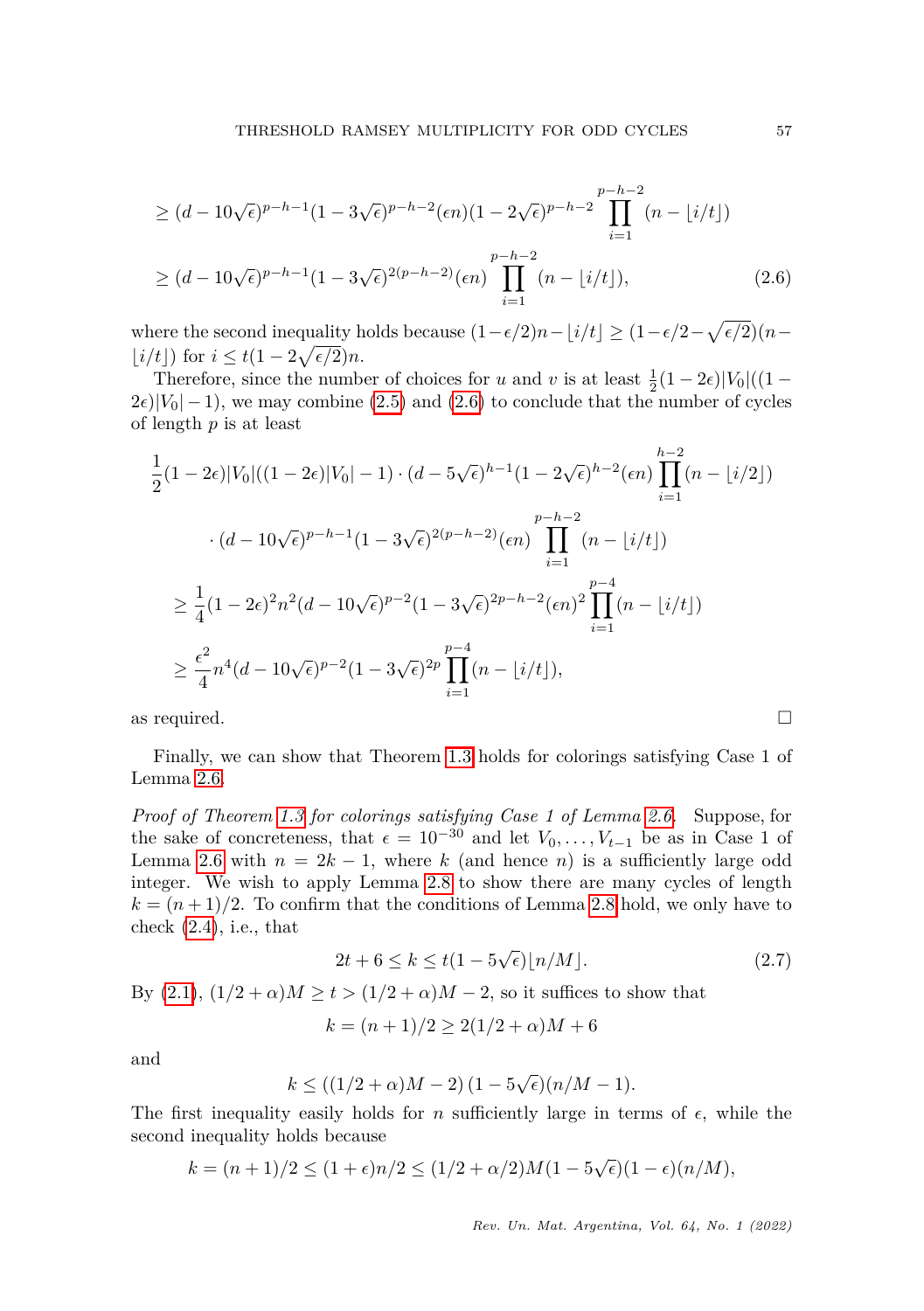$$
\geq (d - 10\sqrt{\epsilon})^{p-h-1}(1-3\sqrt{\epsilon})^{p-h-2}(\epsilon n)(1-2\sqrt{\epsilon})^{p-h-2}\prod_{i=1}^{p-h-2}(n - \lfloor i/t \rfloor)
$$

$$
\geq (d - 10\sqrt{\epsilon})^{p-h-1}(1-3\sqrt{\epsilon})^{2(p-h-2)}(\epsilon n)\prod_{i=1}^{p-h-2}(n - \lfloor i/t \rfloor), \tag{2.6}
$$

where the second inequality holds because $(1-\epsilon/2)n - \lfloor i/t \rfloor \geq (1-\epsilon/2-\sqrt{\epsilon/2})(n - \lfloor i/t \rfloor)$ for $i \leq t(1-2\sqrt{\epsilon/2})n$.

Therefore, since the number of choices for $u$ and $v$ is at least $\frac{1}{2}(1-2\epsilon)|V_0|((1-2\epsilon)|V_0|-1)$, we may combine (2.5) and (2.6) to conclude that the number of cycles of length $p$ is at least

$$
\frac{1}{2}(1-2\epsilon)|V_0|((1-2\epsilon)|V_0|-1)\cdot(d-5\sqrt{\epsilon})^{h-1}(1-2\sqrt{\epsilon})^{h-2}(\epsilon n)\prod_{i=1}^{h-2}(n-\lfloor i/2\rfloor)
$$

$$
\cdot (d - 10\sqrt{\epsilon})^{p-h-1}(1-3\sqrt{\epsilon})^{2(p-h-2)}(\epsilon n)\prod_{i=1}^{p-h-2}(n - \lfloor i/t \rfloor)
$$

$$
\geq \frac{1}{4}(1-2\epsilon)^2 n^2 (d-10\sqrt{\epsilon})^{p-2}(1-3\sqrt{\epsilon})^{2p-h-2}(\epsilon n)^2\prod_{i=1}^{p-4}(n-\lfloor i/t\rfloor)
$$

$$
\geq \frac{\epsilon^2}{4}n^4(d-10\sqrt{\epsilon})^{p-2}(1-3\sqrt{\epsilon})^{2p}\prod_{i=1}^{p-4}(n-\lfloor i/t\rfloor),
$$

as required. □

Finally, we can show that Theorem 1.3 holds for colorings satisfying Case 1 of Lemma 2.6.

*Proof of Theorem 1.3 for colorings satisfying Case 1 of Lemma 2.6.* Suppose, for the sake of concreteness, that $\epsilon = 10^{-30}$ and let $V_0, \ldots, V_{t-1}$ be as in Case 1 of Lemma 2.6 with $n = 2k-1$, where $k$ (and hence $n$) is a sufficiently large odd integer. We wish to apply Lemma 2.8 to show there are many cycles of length $k = (n+1)/2$. To confirm that the conditions of Lemma 2.8 hold, we only have to check (2.4), i.e., that

$$
2t + 6 \leq k \leq t(1-5\sqrt{\epsilon})\lfloor n/M \rfloor. \tag{2.7}
$$

By (2.1), $(1/2+\alpha)M \geq t > (1/2+\alpha)M - 2$, so it suffices to show that

$$
k = (n+1)/2 \geq 2(1/2+\alpha)M + 6
$$

and

$$
k \leq \left((1/2+\alpha)M - 2\right)(1-5\sqrt{\epsilon})(n/M - 1).
$$

The first inequality easily holds for $n$ sufficiently large in terms of $\epsilon$, while the second inequality holds because

$$
k = (n+1)/2 \leq (1+\epsilon)n/2 \leq (1/2+\alpha/2)M(1-5\sqrt{\epsilon})(1-\epsilon)(n/M),
$$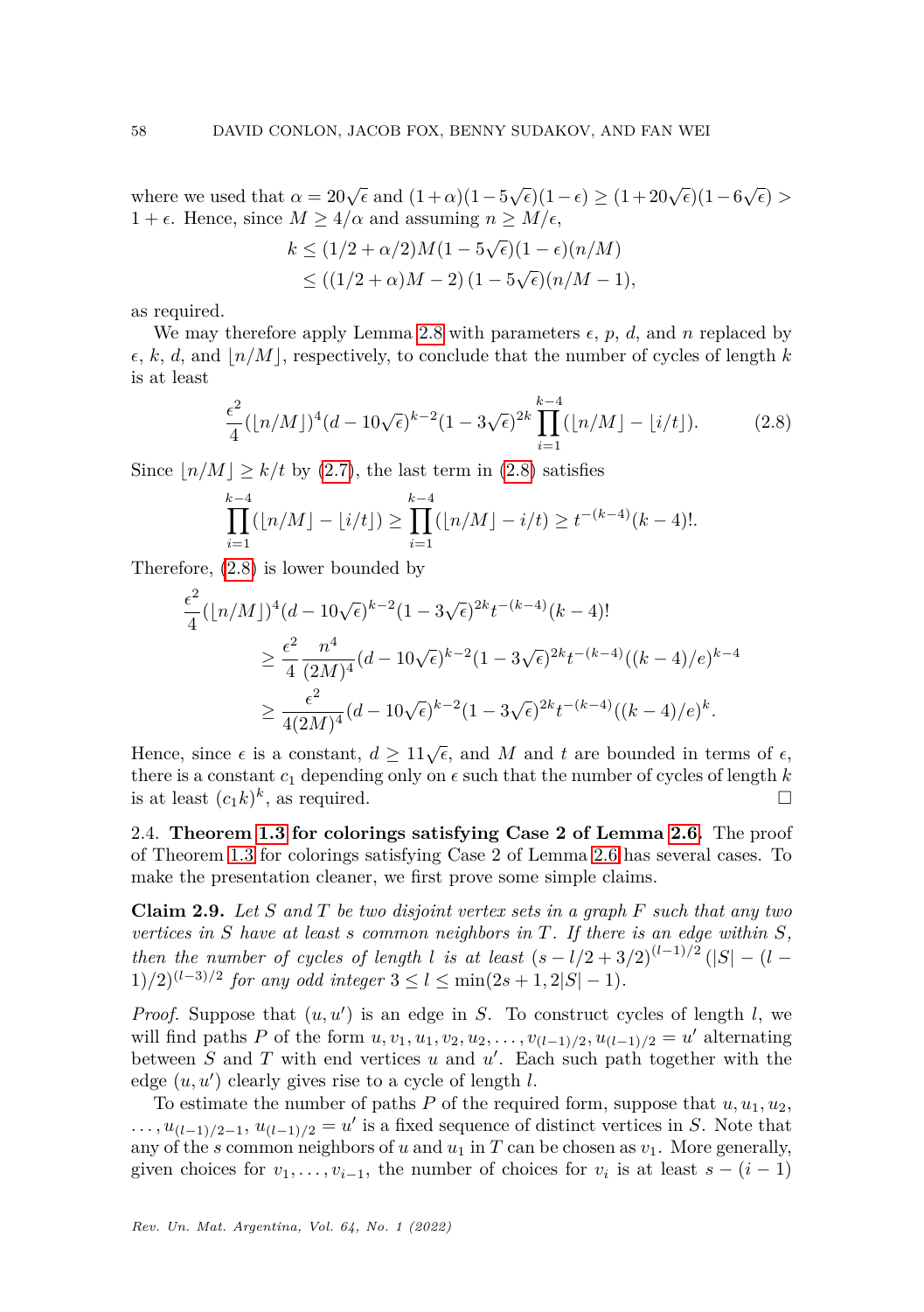where we used that $\alpha = 20\sqrt{\epsilon}$ and $(1+\alpha)(1-5\sqrt{\epsilon})(1-\epsilon) \geq (1+20\sqrt{\epsilon})(1-6\sqrt{\epsilon}) > 1+\epsilon$. Hence, since $M \geq 4/\alpha$ and assuming $n \geq M/\epsilon$,

$$
\begin{aligned}
k &\leq (1/2+\alpha/2)M(1-5\sqrt{\epsilon})(1-\epsilon)(n/M) \\
&\leq ((1/2+\alpha)M-2)\,(1-5\sqrt{\epsilon})(n/M-1),
\end{aligned}
$$

as required.

We may therefore apply Lemma 2.8 with parameters $\epsilon$, $p$, $d$, and $n$ replaced by $\epsilon$, $k$, $d$, and $\lfloor n/M \rfloor$, respectively, to conclude that the number of cycles of length $k$ is at least

$$
\frac{\epsilon^2}{4}(\lfloor n/M \rfloor)^4(d-10\sqrt{\epsilon})^{k-2}(1-3\sqrt{\epsilon})^{2k}\prod_{i=1}^{k-4}(\lfloor n/M \rfloor - \lfloor i/t \rfloor). \tag{2.8}
$$

Since $\lfloor n/M \rfloor \geq k/t$ by (2.7), the last term in (2.8) satisfies

$$
\prod_{i=1}^{k-4}(\lfloor n/M \rfloor - \lfloor i/t \rfloor) \geq \prod_{i=1}^{k-4}(\lfloor n/M \rfloor - i/t) \geq t^{-(k-4)}(k-4)!.
$$

Therefore, (2.8) is lower bounded by

$$
\begin{aligned}
&\frac{\epsilon^2}{4}(\lfloor n/M \rfloor)^4(d-10\sqrt{\epsilon})^{k-2}(1-3\sqrt{\epsilon})^{2k}t^{-(k-4)}(k-4)! \\
&\qquad \geq \frac{\epsilon^2}{4}\frac{n^4}{(2M)^4}(d-10\sqrt{\epsilon})^{k-2}(1-3\sqrt{\epsilon})^{2k}t^{-(k-4)}((k-4)/e)^{k-4} \\
&\qquad \geq \frac{\epsilon^2}{4(2M)^4}(d-10\sqrt{\epsilon})^{k-2}(1-3\sqrt{\epsilon})^{2k}t^{-(k-4)}((k-4)/e)^{k}.
\end{aligned}
$$

Hence, since $\epsilon$ is a constant, $d \geq 11\sqrt{\epsilon}$, and $M$ and $t$ are bounded in terms of $\epsilon$, there is a constant $c_1$ depending only on $\epsilon$ such that the number of cycles of length $k$ is at least $(c_1 k)^k$, as required. □

## 2.4. Theorem 1.3 for colorings satisfying Case 2 of Lemma 2.6.

The proof of Theorem 1.3 for colorings satisfying Case 2 of Lemma 2.6 has several cases. To make the presentation cleaner, we first prove some simple claims.

**Claim 2.9.** *Let $S$ and $T$ be two disjoint vertex sets in a graph $F$ such that any two vertices in $S$ have at least $s$ common neighbors in $T$. If there is an edge within $S$, then the number of cycles of length $l$ is at least $(s-l/2+3/2)^{(l-1)/2}\,(|S|-(l-1)/2)^{(l-3)/2}$ for any odd integer $3 \leq l \leq \min(2s+1, 2|S|-1)$.*

*Proof.* Suppose that $(u,u')$ is an edge in $S$. To construct cycles of length $l$, we will find paths $P$ of the form $u, v_1, u_1, v_2, u_2, \ldots, v_{(l-1)/2}, u_{(l-1)/2} = u'$ alternating between $S$ and $T$ with end vertices $u$ and $u'$. Each such path together with the edge $(u,u')$ clearly gives rise to a cycle of length $l$.

To estimate the number of paths $P$ of the required form, suppose that $u, u_1, u_2, \ldots, u_{(l-1)/2-1}, u_{(l-1)/2} = u'$ is a fixed sequence of distinct vertices in $S$. Note that any of the $s$ common neighbors of $u$ and $u_1$ in $T$ can be chosen as $v_1$. More generally, given choices for $v_1, \ldots, v_{i-1}$, the number of choices for $v_i$ is at least $s-(i-1)$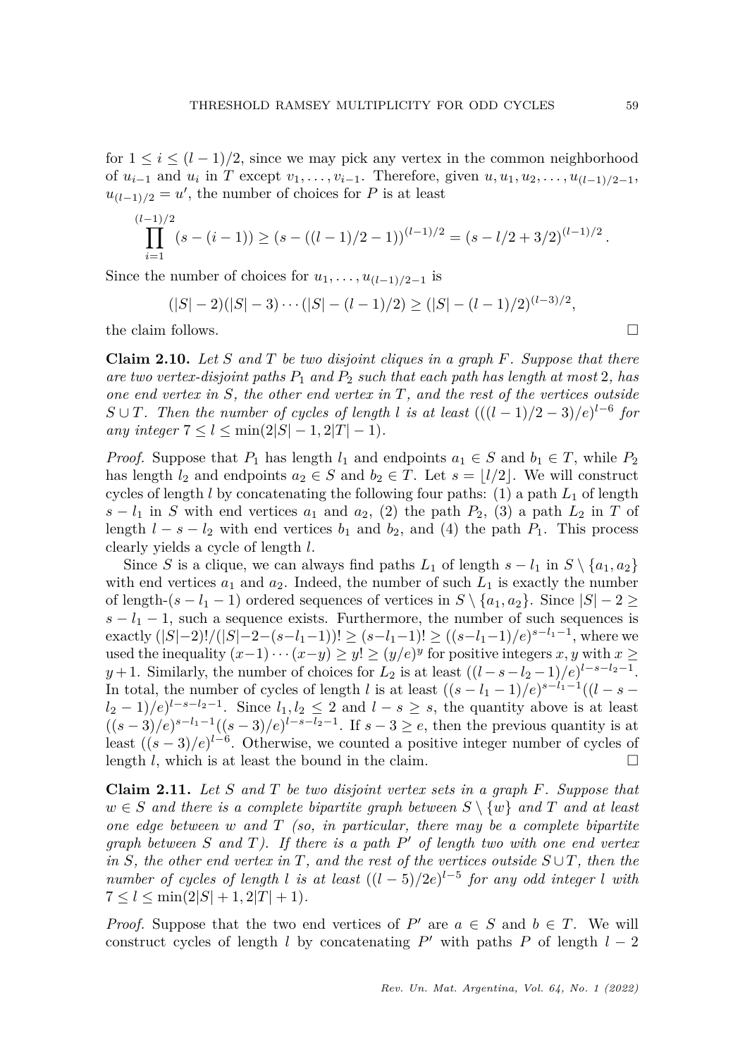for $1 \leq i \leq (l-1)/2$, since we may pick any vertex in the common neighborhood of $u_{i-1}$ and $u_i$ in $T$ except $v_1, \ldots, v_{i-1}$. Therefore, given $u, u_1, u_2, \ldots, u_{(l-1)/2-1}$, $u_{(l-1)/2} = u'$, the number of choices for $P$ is at least

$$\prod_{i=1}^{(l-1)/2} (s-(i-1)) \geq (s-((l-1)/2-1))^{(l-1)/2} = (s-l/2+3/2)^{(l-1)/2}.$$

Since the number of choices for $u_1, \ldots, u_{(l-1)/2-1}$ is

$$(|S|-2)(|S|-3)\cdots(|S|-(l-1)/2) \geq (|S|-(l-1)/2)^{(l-3)/2},$$

the claim follows. □

**Claim 2.10.** *Let $S$ and $T$ be two disjoint cliques in a graph $F$. Suppose that there are two vertex-disjoint paths $P_1$ and $P_2$ such that each path has length at most 2, has one end vertex in $S$, the other end vertex in $T$, and the rest of the vertices outside $S \cup T$. Then the number of cycles of length $l$ is at least $(((l-1)/2-3)/e)^{l-6}$ for any integer $7 \leq l \leq \min(2|S|-1, 2|T|-1)$.*

*Proof.* Suppose that $P_1$ has length $l_1$ and endpoints $a_1 \in S$ and $b_1 \in T$, while $P_2$ has length $l_2$ and endpoints $a_2 \in S$ and $b_2 \in T$. Let $s = \lfloor l/2 \rfloor$. We will construct cycles of length $l$ by concatenating the following four paths: (1) a path $L_1$ of length $s - l_1$ in $S$ with end vertices $a_1$ and $a_2$, (2) the path $P_2$, (3) a path $L_2$ in $T$ of length $l - s - l_2$ with end vertices $b_1$ and $b_2$, and (4) the path $P_1$. This process clearly yields a cycle of length $l$.

Since $S$ is a clique, we can always find paths $L_1$ of length $s - l_1$ in $S \setminus \{a_1, a_2\}$ with end vertices $a_1$ and $a_2$. Indeed, the number of such $L_1$ is exactly the number of length-$(s-l_1-1)$ ordered sequences of vertices in $S \setminus \{a_1, a_2\}$. Since $|S|-2 \geq s-l_1-1$, such a sequence exists. Furthermore, the number of such sequences is exactly $(|S|-2)!/(|S|-2-(s-l_1-1))! \geq (s-l_1-1)! \geq ((s-l_1-1)/e)^{s-l_1-1}$, where we used the inequality $(x-1)\cdots(x-y) \geq y! \geq (y/e)^y$ for positive integers $x, y$ with $x \geq y+1$. Similarly, the number of choices for $L_2$ is at least $((l-s-l_2-1)/e)^{l-s-l_2-1}$. In total, the number of cycles of length $l$ is at least $((s-l_1-1)/e)^{s-l_1-1}((l-s-l_2-1)/e)^{l-s-l_2-1}$. Since $l_1, l_2 \leq 2$ and $l - s \geq s$, the quantity above is at least $((s-3)/e)^{s-l_1-1}((s-3)/e)^{l-s-l_2-1}$. If $s - 3 \geq e$, then the previous quantity is at least $((s-3)/e)^{l-6}$. Otherwise, we counted a positive integer number of cycles of length $l$, which is at least the bound in the claim. □

**Claim 2.11.** *Let $S$ and $T$ be two disjoint vertex sets in a graph $F$. Suppose that $w \in S$ and there is a complete bipartite graph between $S \setminus \{w\}$ and $T$ and at least one edge between $w$ and $T$ (so, in particular, there may be a complete bipartite graph between $S$ and $T$). If there is a path $P'$ of length two with one end vertex in $S$, the other end vertex in $T$, and the rest of the vertices outside $S \cup T$, then the number of cycles of length $l$ is at least $((l-5)/2e)^{l-5}$ for any odd integer $l$ with $7 \leq l \leq \min(2|S|+1, 2|T|+1)$.*

*Proof.* Suppose that the two end vertices of $P'$ are $a \in S$ and $b \in T$. We will construct cycles of length $l$ by concatenating $P'$ with paths $P$ of length $l-2$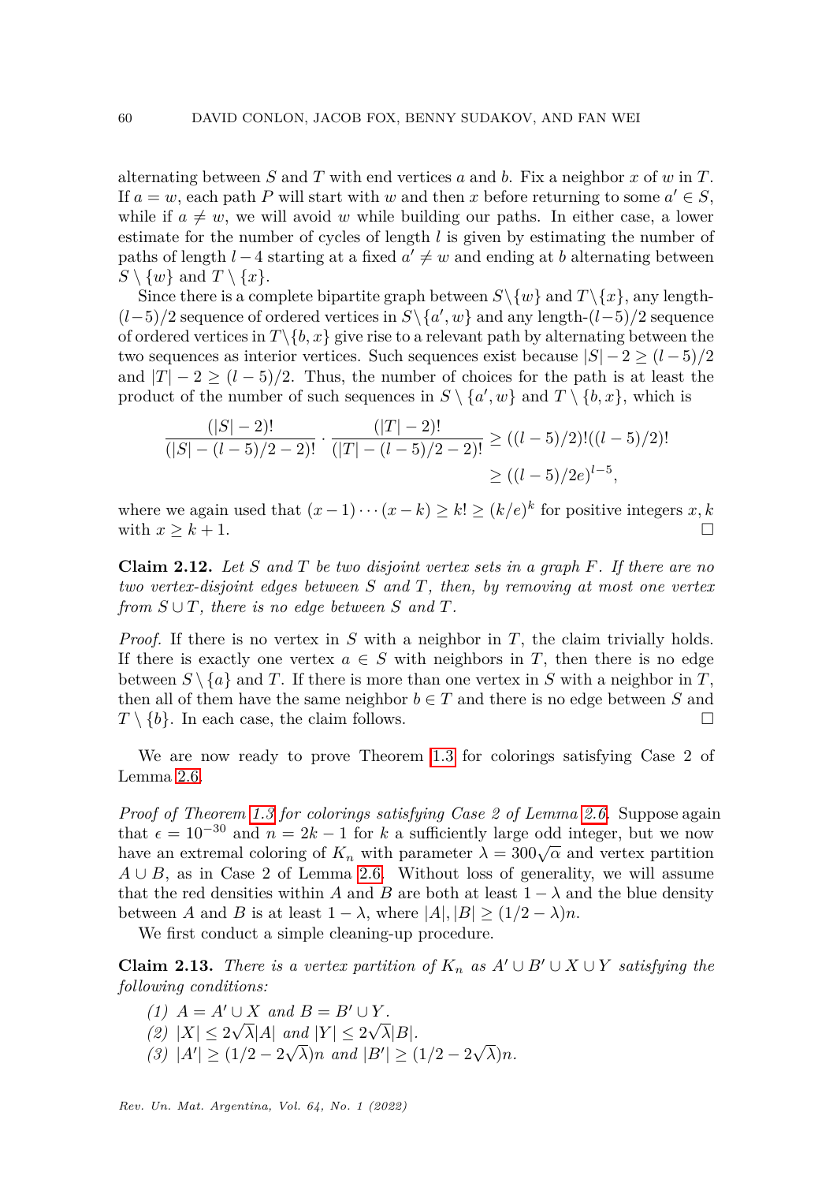alternating between $S$ and $T$ with end vertices $a$ and $b$. Fix a neighbor $x$ of $w$ in $T$. If $a = w$, each path $P$ will start with $w$ and then $x$ before returning to some $a' \in S$, while if $a \neq w$, we will avoid $w$ while building our paths. In either case, a lower estimate for the number of cycles of length $l$ is given by estimating the number of paths of length $l-4$ starting at a fixed $a' \neq w$ and ending at $b$ alternating between $S \setminus \{w\}$ and $T \setminus \{x\}$.

Since there is a complete bipartite graph between $S \setminus \{w\}$ and $T \setminus \{x\}$, any length-$(l-5)/2$ sequence of ordered vertices in $S \setminus \{a', w\}$ and any length-$(l-5)/2$ sequence of ordered vertices in $T \setminus \{b, x\}$ give rise to a relevant path by alternating between the two sequences as interior vertices. Such sequences exist because $|S| - 2 \geq (l-5)/2$ and $|T| - 2 \geq (l-5)/2$. Thus, the number of choices for the path is at least the product of the number of such sequences in $S \setminus \{a', w\}$ and $T \setminus \{b, x\}$, which is

$$\frac{(|S|-2)!}{(|S|-(l-5)/2-2)!} \cdot \frac{(|T|-2)!}{(|T|-(l-5)/2-2)!} \geq ((l-5)/2)!((l-5)/2)! \geq ((l-5)/2e)^{l-5},$$

where we again used that $(x-1)\cdots(x-k) \geq k! \geq (k/e)^k$ for positive integers $x, k$ with $x \geq k+1$. $\square$

**Claim 2.12.** *Let $S$ and $T$ be two disjoint vertex sets in a graph $F$. If there are no two vertex-disjoint edges between $S$ and $T$, then, by removing at most one vertex from $S \cup T$, there is no edge between $S$ and $T$.*

*Proof.* If there is no vertex in $S$ with a neighbor in $T$, the claim trivially holds. If there is exactly one vertex $a \in S$ with neighbors in $T$, then there is no edge between $S \setminus \{a\}$ and $T$. If there is more than one vertex in $S$ with a neighbor in $T$, then all of them have the same neighbor $b \in T$ and there is no edge between $S$ and $T \setminus \{b\}$. In each case, the claim follows. $\square$

We are now ready to prove Theorem 1.3 for colorings satisfying Case 2 of Lemma 2.6.

*Proof of Theorem 1.3 for colorings satisfying Case 2 of Lemma 2.6.* Suppose again that $\epsilon = 10^{-30}$ and $n = 2k-1$ for $k$ a sufficiently large odd integer, but we now have an extremal coloring of $K_n$ with parameter $\lambda = 300\sqrt{\alpha}$ and vertex partition $A \cup B$, as in Case 2 of Lemma 2.6. Without loss of generality, we will assume that the red densities within $A$ and $B$ are both at least $1-\lambda$ and the blue density between $A$ and $B$ is at least $1-\lambda$, where $|A|, |B| \geq (1/2-\lambda)n$.

We first conduct a simple cleaning-up procedure.

**Claim 2.13.** *There is a vertex partition of $K_n$ as $A' \cup B' \cup X \cup Y$ satisfying the following conditions:*

1. *$A = A' \cup X$ and $B = B' \cup Y$.*
2. *$|X| \leq 2\sqrt{\lambda}|A|$ and $|Y| \leq 2\sqrt{\lambda}|B|$.*
3. *$|A'| \geq (1/2 - 2\sqrt{\lambda})n$ and $|B'| \geq (1/2 - 2\sqrt{\lambda})n$.*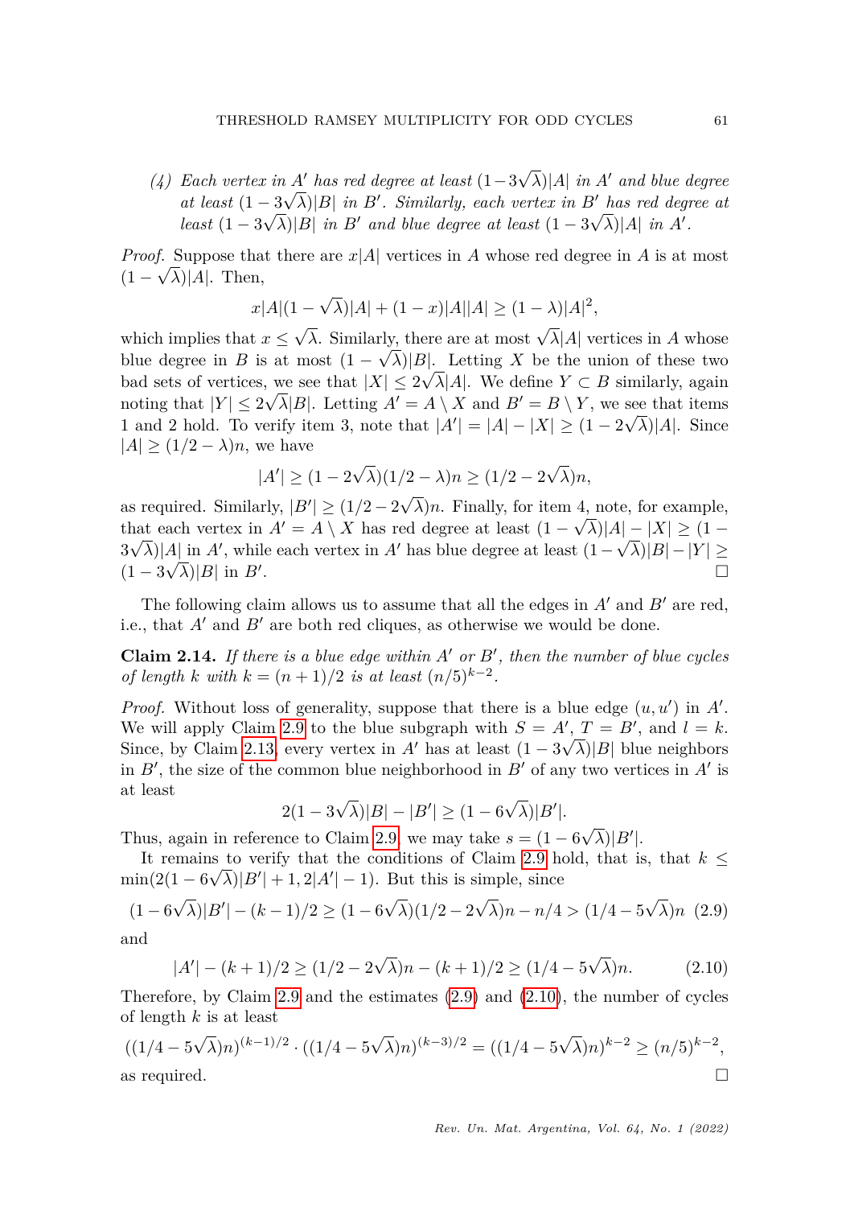(4) *Each vertex in $A'$ has red degree at least $(1-3\sqrt{\lambda})|A|$ in $A'$ and blue degree at least $(1-3\sqrt{\lambda})|B|$ in $B'$. Similarly, each vertex in $B'$ has red degree at least $(1-3\sqrt{\lambda})|B|$ in $B'$ and blue degree at least $(1-3\sqrt{\lambda})|A|$ in $A'$.*

*Proof.* Suppose that there are $x|A|$ vertices in $A$ whose red degree in $A$ is at most $(1-\sqrt{\lambda})|A|$. Then,

$$x|A|(1-\sqrt{\lambda})|A| + (1-x)|A||A| \geq (1-\lambda)|A|^2,$$

which implies that $x \leq \sqrt{\lambda}$. Similarly, there are at most $\sqrt{\lambda}|A|$ vertices in $A$ whose blue degree in $B$ is at most $(1-\sqrt{\lambda})|B|$. Letting $X$ be the union of these two bad sets of vertices, we see that $|X| \leq 2\sqrt{\lambda}|A|$. We define $Y \subset B$ similarly, again noting that $|Y| \leq 2\sqrt{\lambda}|B|$. Letting $A' = A \setminus X$ and $B' = B \setminus Y$, we see that items 1 and 2 hold. To verify item 3, note that $|A'| = |A| - |X| \geq (1-2\sqrt{\lambda})|A|$. Since $|A| \geq (1/2-\lambda)n$, we have

$$|A'| \geq (1-2\sqrt{\lambda})(1/2-\lambda)n \geq (1/2-2\sqrt{\lambda})n,$$

as required. Similarly, $|B'| \geq (1/2-2\sqrt{\lambda})n$. Finally, for item 4, note, for example, that each vertex in $A' = A \setminus X$ has red degree at least $(1-\sqrt{\lambda})|A| - |X| \geq (1-3\sqrt{\lambda})|A|$ in $A'$, while each vertex in $A'$ has blue degree at least $(1-\sqrt{\lambda})|B| - |Y| \geq (1-3\sqrt{\lambda})|B|$ in $B'$. □

The following claim allows us to assume that all the edges in $A'$ and $B'$ are red, i.e., that $A'$ and $B'$ are both red cliques, as otherwise we would be done.

**Claim 2.14.** *If there is a blue edge within $A'$ or $B'$, then the number of blue cycles of length $k$ with $k = (n+1)/2$ is at least $(n/5)^{k-2}$.*

*Proof.* Without loss of generality, suppose that there is a blue edge $(u, u')$ in $A'$. We will apply Claim 2.9 to the blue subgraph with $S = A'$, $T = B'$, and $l = k$. Since, by Claim 2.13, every vertex in $A'$ has at least $(1-3\sqrt{\lambda})|B|$ blue neighbors in $B'$, the size of the common blue neighborhood in $B'$ of any two vertices in $A'$ is at least

$$2(1-3\sqrt{\lambda})|B| - |B'| \geq (1-6\sqrt{\lambda})|B'|.$$

Thus, again in reference to Claim 2.9, we may take $s = (1-6\sqrt{\lambda})|B'|$.

It remains to verify that the conditions of Claim 2.9 hold, that is, that $k \leq \min(2(1-6\sqrt{\lambda})|B'|+1, 2|A'|-1)$. But this is simple, since

$$(1-6\sqrt{\lambda})|B'| - (k-1)/2 \geq (1-6\sqrt{\lambda})(1/2-2\sqrt{\lambda})n - n/4 > (1/4-5\sqrt{\lambda})n \quad (2.9)$$

and

$$|A'| - (k+1)/2 \geq (1/2-2\sqrt{\lambda})n - (k+1)/2 \geq (1/4-5\sqrt{\lambda})n. \quad (2.10)$$

Therefore, by Claim 2.9 and the estimates (2.9) and (2.10), the number of cycles of length $k$ is at least

$$((1/4-5\sqrt{\lambda})n)^{(k-1)/2} \cdot ((1/4-5\sqrt{\lambda})n)^{(k-3)/2} = ((1/4-5\sqrt{\lambda})n)^{k-2} \geq (n/5)^{k-2},$$

as required. □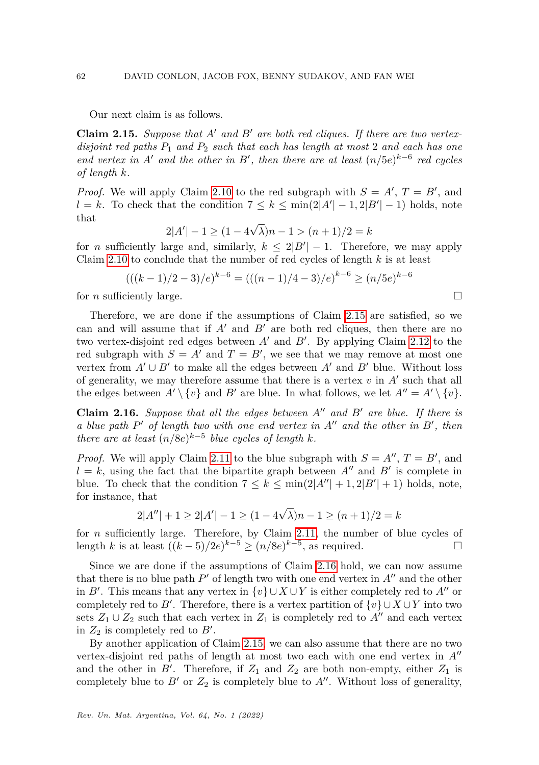Our next claim is as follows.

**Claim 2.15.** *Suppose that $A'$ and $B'$ are both red cliques. If there are two vertex-disjoint red paths $P_1$ and $P_2$ such that each has length at most 2 and each has one end vertex in $A'$ and the other in $B'$, then there are at least $(n/5e)^{k-6}$ red cycles of length $k$.*

*Proof.* We will apply Claim 2.10 to the red subgraph with $S = A'$, $T = B'$, and $l = k$. To check that the condition $7 \leq k \leq \min(2|A'| - 1, 2|B'| - 1)$ holds, note that

$$2|A'| - 1 \geq (1 - 4\sqrt{\lambda})n - 1 > (n+1)/2 = k$$

for $n$ sufficiently large and, similarly, $k \leq 2|B'| - 1$. Therefore, we may apply Claim 2.10 to conclude that the number of red cycles of length $k$ is at least

$$(((k-1)/2 - 3)/e)^{k-6} = (((n-1)/4 - 3)/e)^{k-6} \geq (n/5e)^{k-6}$$

for $n$ sufficiently large. $\square$

Therefore, we are done if the assumptions of Claim 2.15 are satisfied, so we can and will assume that if $A'$ and $B'$ are both red cliques, then there are no two vertex-disjoint red edges between $A'$ and $B'$. By applying Claim 2.12 to the red subgraph with $S = A'$ and $T = B'$, we see that we may remove at most one vertex from $A' \cup B'$ to make all the edges between $A'$ and $B'$ blue. Without loss of generality, we may therefore assume that there is a vertex $v$ in $A'$ such that all the edges between $A' \setminus \{v\}$ and $B'$ are blue. In what follows, we let $A'' = A' \setminus \{v\}$.

**Claim 2.16.** *Suppose that all the edges between $A''$ and $B'$ are blue. If there is a blue path $P'$ of length two with one end vertex in $A''$ and the other in $B'$, then there are at least $(n/8e)^{k-5}$ blue cycles of length $k$.*

*Proof.* We will apply Claim 2.11 to the blue subgraph with $S = A''$, $T = B'$, and $l = k$, using the fact that the bipartite graph between $A''$ and $B'$ is complete in blue. To check that the condition $7 \leq k \leq \min(2|A''| + 1, 2|B'| + 1)$ holds, note, for instance, that

$$2|A''| + 1 \geq 2|A'| - 1 \geq (1 - 4\sqrt{\lambda})n - 1 \geq (n+1)/2 = k$$

for $n$ sufficiently large. Therefore, by Claim 2.11, the number of blue cycles of length $k$ is at least $((k-5)/2e)^{k-5} \geq (n/8e)^{k-5}$, as required. $\square$

Since we are done if the assumptions of Claim 2.16 hold, we can now assume that there is no blue path $P'$ of length two with one end vertex in $A''$ and the other in $B'$. This means that any vertex in $\{v\} \cup X \cup Y$ is either completely red to $A''$ or completely red to $B'$. Therefore, there is a vertex partition of $\{v\} \cup X \cup Y$ into two sets $Z_1 \cup Z_2$ such that each vertex in $Z_1$ is completely red to $A''$ and each vertex in $Z_2$ is completely red to $B'$.

By another application of Claim 2.15, we can also assume that there are no two vertex-disjoint red paths of length at most two each with one end vertex in $A''$ and the other in $B'$. Therefore, if $Z_1$ and $Z_2$ are both non-empty, either $Z_1$ is completely blue to $B'$ or $Z_2$ is completely blue to $A''$. Without loss of generality,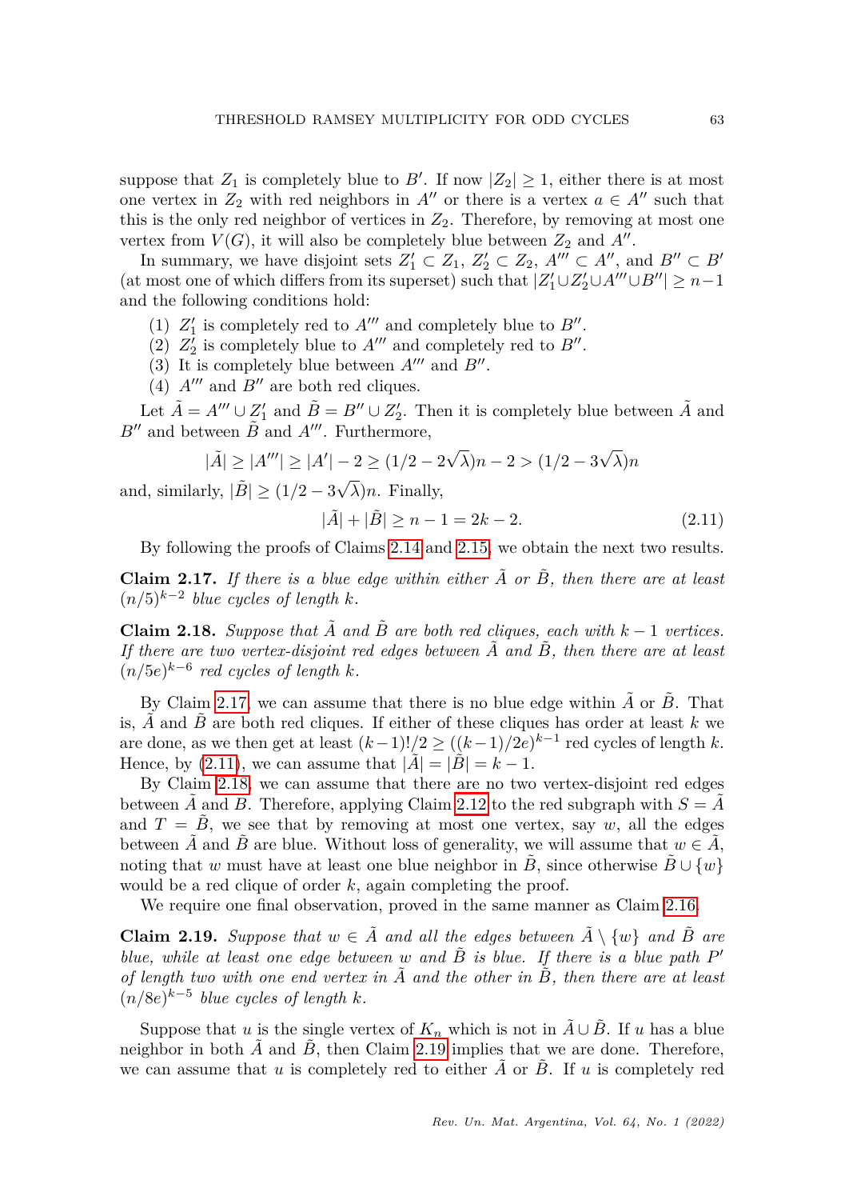suppose that $Z_1$ is completely blue to $B'$. If now $|Z_2| \geq 1$, either there is at most one vertex in $Z_2$ with red neighbors in $A''$ or there is a vertex $a \in A''$ such that this is the only red neighbor of vertices in $Z_2$. Therefore, by removing at most one vertex from $V(G)$, it will also be completely blue between $Z_2$ and $A''$.

In summary, we have disjoint sets $Z_1' \subset Z_1$, $Z_2' \subset Z_2$, $A''' \subset A''$, and $B'' \subset B'$ (at most one of which differs from its superset) such that $|Z_1' \cup Z_2' \cup A''' \cup B''| \geq n-1$ and the following conditions hold:

1. $Z_1'$ is completely red to $A'''$ and completely blue to $B''$.
2. $Z_2'$ is completely blue to $A'''$ and completely red to $B''$.
3. It is completely blue between $A'''$ and $B''$.
4. $A'''$ and $B''$ are both red cliques.

Let $\tilde{A} = A''' \cup Z_1'$ and $\tilde{B} = B'' \cup Z_2'$. Then it is completely blue between $\tilde{A}$ and $B''$ and between $\tilde{B}$ and $A'''$. Furthermore,

$$|\tilde{A}| \geq |A'''| \geq |A'| - 2 \geq (1/2 - 2\sqrt{\lambda})n - 2 > (1/2 - 3\sqrt{\lambda})n$$

and, similarly, $|\tilde{B}| \geq (1/2 - 3\sqrt{\lambda})n$. Finally,

$$|\tilde{A}| + |\tilde{B}| \geq n - 1 = 2k - 2. \tag{2.11}$$

By following the proofs of Claims 2.14 and 2.15, we obtain the next two results.

**Claim 2.17.** *If there is a blue edge within either $\tilde{A}$ or $\tilde{B}$, then there are at least $(n/5)^{k-2}$ blue cycles of length $k$.*

**Claim 2.18.** *Suppose that $\tilde{A}$ and $\tilde{B}$ are both red cliques, each with $k-1$ vertices. If there are two vertex-disjoint red edges between $\tilde{A}$ and $\tilde{B}$, then there are at least $(n/5e)^{k-6}$ red cycles of length $k$.*

By Claim 2.17, we can assume that there is no blue edge within $\tilde{A}$ or $\tilde{B}$. That is, $\tilde{A}$ and $\tilde{B}$ are both red cliques. If either of these cliques has order at least $k$ we are done, as we then get at least $(k-1)!/2 \geq ((k-1)/2e)^{k-1}$ red cycles of length $k$. Hence, by (2.11), we can assume that $|\tilde{A}| = |\tilde{B}| = k-1$.

By Claim 2.18, we can assume that there are no two vertex-disjoint red edges between $\tilde{A}$ and $B$. Therefore, applying Claim 2.12 to the red subgraph with $S = \tilde{A}$ and $T = \tilde{B}$, we see that by removing at most one vertex, say $w$, all the edges between $\tilde{A}$ and $\tilde{B}$ are blue. Without loss of generality, we will assume that $w \in \tilde{A}$, noting that $w$ must have at least one blue neighbor in $\tilde{B}$, since otherwise $\tilde{B} \cup \{w\}$ would be a red clique of order $k$, again completing the proof.

We require one final observation, proved in the same manner as Claim 2.16.

**Claim 2.19.** *Suppose that $w \in \tilde{A}$ and all the edges between $\tilde{A} \setminus \{w\}$ and $\tilde{B}$ are blue, while at least one edge between $w$ and $\tilde{B}$ is blue. If there is a blue path $P'$ of length two with one end vertex in $\tilde{A}$ and the other in $\tilde{B}$, then there are at least $(n/8e)^{k-5}$ blue cycles of length $k$.*

Suppose that $u$ is the single vertex of $K_n$ which is not in $\tilde{A} \cup \tilde{B}$. If $u$ has a blue neighbor in both $\tilde{A}$ and $\tilde{B}$, then Claim 2.19 implies that we are done. Therefore, we can assume that $u$ is completely red to either $\tilde{A}$ or $\tilde{B}$. If $u$ is completely red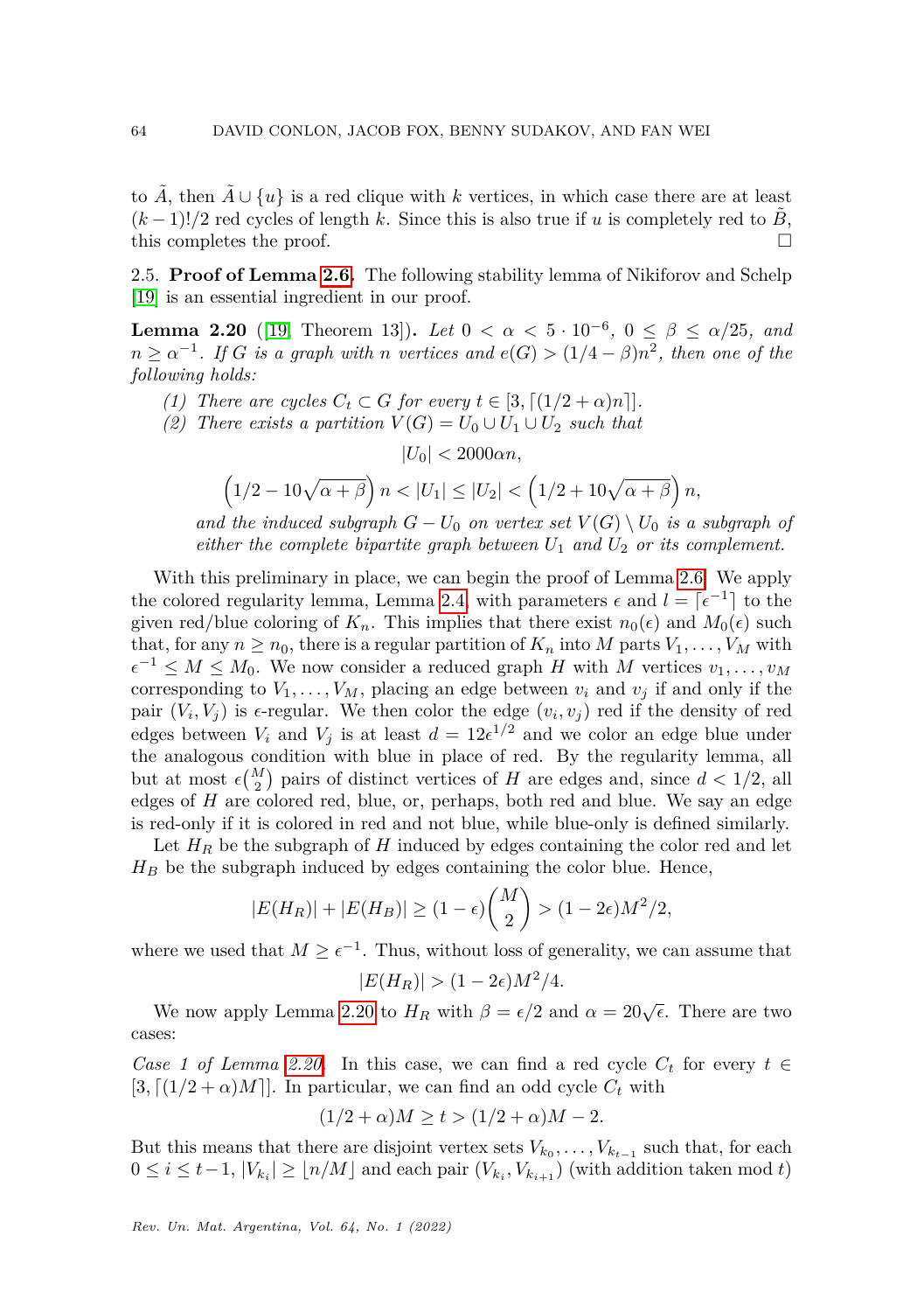to $\tilde{A}$, then $\tilde{A} \cup \{u\}$ is a red clique with $k$ vertices, in which case there are at least $(k-1)!/2$ red cycles of length $k$. Since this is also true if $u$ is completely red to $\tilde{B}$, this completes the proof. $\square$

### 2.5. Proof of Lemma 2.6.

The following stability lemma of Nikiforov and Schelp [19] is an essential ingredient in our proof.

**Lemma 2.20** ([19, Theorem 13]). *Let $0 < \alpha < 5 \cdot 10^{-6}$, $0 \leq \beta \leq \alpha/25$, and $n \geq \alpha^{-1}$. If $G$ is a graph with $n$ vertices and $e(G) > (1/4 - \beta)n^2$, then one of the following holds:*

1. *There are cycles $C_t \subset G$ for every $t \in [3, \lceil (1/2 + \alpha)n \rceil]$.*
2. *There exists a partition $V(G) = U_0 \cup U_1 \cup U_2$ such that*

$$|U_0| < 2000\alpha n,$$

$$\left(1/2 - 10\sqrt{\alpha + \beta}\right) n < |U_1| \leq |U_2| < \left(1/2 + 10\sqrt{\alpha + \beta}\right) n,$$

*and the induced subgraph $G - U_0$ on vertex set $V(G) \setminus U_0$ is a subgraph of either the complete bipartite graph between $U_1$ and $U_2$ or its complement.*

With this preliminary in place, we can begin the proof of Lemma 2.6. We apply the colored regularity lemma, Lemma 2.4, with parameters $\epsilon$ and $l = \lceil \epsilon^{-1} \rceil$ to the given red/blue coloring of $K_n$. This implies that there exist $n_0(\epsilon)$ and $M_0(\epsilon)$ such that, for any $n \geq n_0$, there is a regular partition of $K_n$ into $M$ parts $V_1, \ldots, V_M$ with $\epsilon^{-1} \leq M \leq M_0$. We now consider a reduced graph $H$ with $M$ vertices $v_1, \ldots, v_M$ corresponding to $V_1, \ldots, V_M$, placing an edge between $v_i$ and $v_j$ if and only if the pair $(V_i, V_j)$ is $\epsilon$-regular. We then color the edge $(v_i, v_j)$ red if the density of red edges between $V_i$ and $V_j$ is at least $d = 12\epsilon^{1/2}$ and we color an edge blue under the analogous condition with blue in place of red. By the regularity lemma, all but at most $\epsilon\binom{M}{2}$ pairs of distinct vertices of $H$ are edges and, since $d < 1/2$, all edges of $H$ are colored red, blue, or, perhaps, both red and blue. We say an edge is red-only if it is colored in red and not blue, while blue-only is defined similarly.

Let $H_R$ be the subgraph of $H$ induced by edges containing the color red and let $H_B$ be the subgraph induced by edges containing the color blue. Hence,

$$|E(H_R)| + |E(H_B)| \geq (1 - \epsilon)\binom{M}{2} > (1 - 2\epsilon)M^2/2,$$

where we used that $M \geq \epsilon^{-1}$. Thus, without loss of generality, we can assume that

$$|E(H_R)| > (1 - 2\epsilon)M^2/4.$$

We now apply Lemma 2.20 to $H_R$ with $\beta = \epsilon/2$ and $\alpha = 20\sqrt{\epsilon}$. There are two cases:

*Case 1 of Lemma 2.20.* In this case, we can find a red cycle $C_t$ for every $t \in [3, \lceil (1/2 + \alpha)M \rceil]$. In particular, we can find an odd cycle $C_t$ with

$$(1/2 + \alpha)M \geq t > (1/2 + \alpha)M - 2.$$

But this means that there are disjoint vertex sets $V_{k_0}, \ldots, V_{k_{t-1}}$ such that, for each $0 \leq i \leq t-1$, $|V_{k_i}| \geq \lfloor n/M \rfloor$ and each pair $(V_{k_i}, V_{k_{i+1}})$ (with addition taken mod $t$)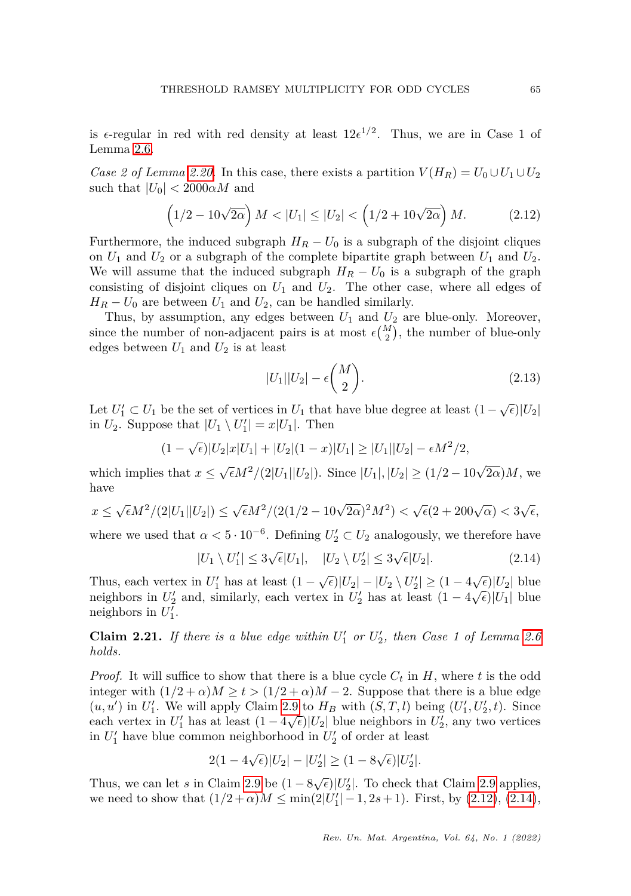is $\epsilon$-regular in red with red density at least $12\epsilon^{1/2}$. Thus, we are in Case 1 of Lemma 2.6.

*Case 2 of Lemma 2.20.* In this case, there exists a partition $V(H_R) = U_0 \cup U_1 \cup U_2$ such that $|U_0| < 2000\alpha M$ and

$$\left(1/2 - 10\sqrt{2\alpha}\right) M < |U_1| \leq |U_2| < \left(1/2 + 10\sqrt{2\alpha}\right) M. \tag{2.12}$$

Furthermore, the induced subgraph $H_R - U_0$ is a subgraph of the disjoint cliques on $U_1$ and $U_2$ or a subgraph of the complete bipartite graph between $U_1$ and $U_2$. We will assume that the induced subgraph $H_R - U_0$ is a subgraph of the graph consisting of disjoint cliques on $U_1$ and $U_2$. The other case, where all edges of $H_R - U_0$ are between $U_1$ and $U_2$, can be handled similarly.

Thus, by assumption, any edges between $U_1$ and $U_2$ are blue-only. Moreover, since the number of non-adjacent pairs is at most $\epsilon\binom{M}{2}$, the number of blue-only edges between $U_1$ and $U_2$ is at least

$$|U_1||U_2| - \epsilon\binom{M}{2}. \tag{2.13}$$

Let $U_1' \subset U_1$ be the set of vertices in $U_1$ that have blue degree at least $(1-\sqrt{\epsilon})|U_2|$ in $U_2$. Suppose that $|U_1 \setminus U_1'| = x|U_1|$. Then

$$(1-\sqrt{\epsilon})|U_2|x|U_1| + |U_2|(1-x)|U_1| \geq |U_1||U_2| - \epsilon M^2/2,$$

which implies that $x \leq \sqrt{\epsilon}M^2/(2|U_1||U_2|)$. Since $|U_1|, |U_2| \geq (1/2 - 10\sqrt{2\alpha})M$, we have

$$x \leq \sqrt{\epsilon}M^2/(2|U_1||U_2|) \leq \sqrt{\epsilon}M^2/(2(1/2-10\sqrt{2\alpha})^2M^2) < \sqrt{\epsilon}(2+200\sqrt{\alpha}) < 3\sqrt{\epsilon},$$

where we used that $\alpha < 5 \cdot 10^{-6}$. Defining $U_2' \subset U_2$ analogously, we therefore have

$$|U_1 \setminus U_1'| \leq 3\sqrt{\epsilon}|U_1|, \quad |U_2 \setminus U_2'| \leq 3\sqrt{\epsilon}|U_2|. \tag{2.14}$$

Thus, each vertex in $U_1'$ has at least $(1-\sqrt{\epsilon})|U_2| - |U_2 \setminus U_2'| \geq (1-4\sqrt{\epsilon})|U_2|$ blue neighbors in $U_2'$ and, similarly, each vertex in $U_2'$ has at least $(1-4\sqrt{\epsilon})|U_1|$ blue neighbors in $U_1'$.

**Claim 2.21.** *If there is a blue edge within $U_1'$ or $U_2'$, then Case 1 of Lemma 2.6 holds.*

*Proof.* It will suffice to show that there is a blue cycle $C_t$ in $H$, where $t$ is the odd integer with $(1/2+\alpha)M \geq t > (1/2+\alpha)M - 2$. Suppose that there is a blue edge $(u, u')$ in $U_1'$. We will apply Claim 2.9 to $H_B$ with $(S, T, l)$ being $(U_1', U_2', t)$. Since each vertex in $U_1'$ has at least $(1-4\sqrt{\epsilon})|U_2|$ blue neighbors in $U_2'$, any two vertices in $U_1'$ have blue common neighborhood in $U_2'$ of order at least

$$2(1-4\sqrt{\epsilon})|U_2| - |U_2'| \geq (1-8\sqrt{\epsilon})|U_2'|.$$

Thus, we can let $s$ in Claim 2.9 be $(1-8\sqrt{\epsilon})|U_2'|$. To check that Claim 2.9 applies, we need to show that $(1/2+\alpha)M \leq \min(2|U_1'|-1, 2s+1)$. First, by (2.12), (2.14),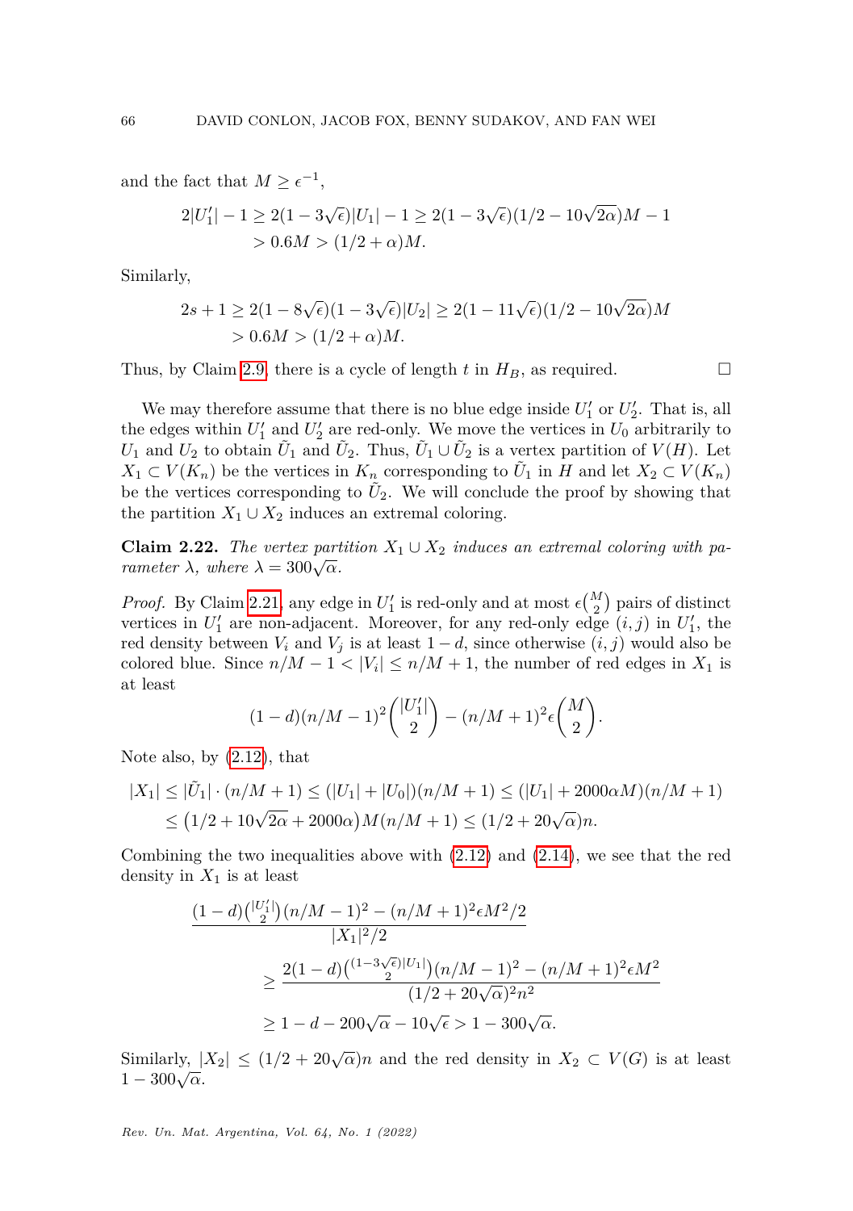and the fact that $M \geq \epsilon^{-1}$,

$$
\begin{aligned}
2|U_1'| - 1 &\geq 2(1 - 3\sqrt{\epsilon})|U_1| - 1 \geq 2(1 - 3\sqrt{\epsilon})(1/2 - 10\sqrt{2\alpha})M - 1 \\
&> 0.6M > (1/2 + \alpha)M.
\end{aligned}
$$

Similarly,

$$
\begin{aligned}
2s + 1 &\geq 2(1 - 8\sqrt{\epsilon})(1 - 3\sqrt{\epsilon})|U_2| \geq 2(1 - 11\sqrt{\epsilon})(1/2 - 10\sqrt{2\alpha})M \\
&> 0.6M > (1/2 + \alpha)M.
\end{aligned}
$$

Thus, by Claim 2.9, there is a cycle of length $t$ in $H_B$, as required. $\square$

We may therefore assume that there is no blue edge inside $U_1'$ or $U_2'$. That is, all the edges within $U_1'$ and $U_2'$ are red-only. We move the vertices in $U_0$ arbitrarily to $U_1$ and $U_2$ to obtain $\tilde{U}_1$ and $\tilde{U}_2$. Thus, $\tilde{U}_1 \cup \tilde{U}_2$ is a vertex partition of $V(H)$. Let $X_1 \subset V(K_n)$ be the vertices in $K_n$ corresponding to $\tilde{U}_1$ in $H$ and let $X_2 \subset V(K_n)$ be the vertices corresponding to $\tilde{U}_2$. We will conclude the proof by showing that the partition $X_1 \cup X_2$ induces an extremal coloring.

**Claim 2.22.** *The vertex partition $X_1 \cup X_2$ induces an extremal coloring with parameter $\lambda$, where $\lambda = 300\sqrt{\alpha}$.*

*Proof.* By Claim 2.21, any edge in $U_1'$ is red-only and at most $\epsilon\binom{M}{2}$ pairs of distinct vertices in $U_1'$ are non-adjacent. Moreover, for any red-only edge $(i, j)$ in $U_1'$, the red density between $V_i$ and $V_j$ is at least $1 - d$, since otherwise $(i, j)$ would also be colored blue. Since $n/M - 1 < |V_i| \leq n/M + 1$, the number of red edges in $X_1$ is at least

$$
(1 - d)(n/M - 1)^2 \binom{|U_1'|}{2} - (n/M + 1)^2 \epsilon \binom{M}{2}.
$$

Note also, by (2.12), that

$$
\begin{aligned}
|X_1| &\leq |\tilde{U}_1| \cdot (n/M + 1) \leq (|U_1| + |U_0|)(n/M + 1) \leq (|U_1| + 2000\alpha M)(n/M + 1) \\
&\leq \big(1/2 + 10\sqrt{2\alpha} + 2000\alpha\big)M(n/M + 1) \leq (1/2 + 20\sqrt{\alpha})n.
\end{aligned}
$$

Combining the two inequalities above with (2.12) and (2.14), we see that the red density in $X_1$ is at least

$$
\begin{aligned}
&\frac{(1 - d)\binom{|U_1'|}{2}(n/M - 1)^2 - (n/M + 1)^2 \epsilon M^2/2}{|X_1|^2/2} \\
&\qquad \geq \frac{2(1 - d)\binom{(1 - 3\sqrt{\epsilon})|U_1|}{2}(n/M - 1)^2 - (n/M + 1)^2 \epsilon M^2}{(1/2 + 20\sqrt{\alpha})^2 n^2} \\
&\qquad \geq 1 - d - 200\sqrt{\alpha} - 10\sqrt{\epsilon} > 1 - 300\sqrt{\alpha}.
\end{aligned}
$$

Similarly, $|X_2| \leq (1/2 + 20\sqrt{\alpha})n$ and the red density in $X_2 \subset V(G)$ is at least $1 - 300\sqrt{\alpha}$.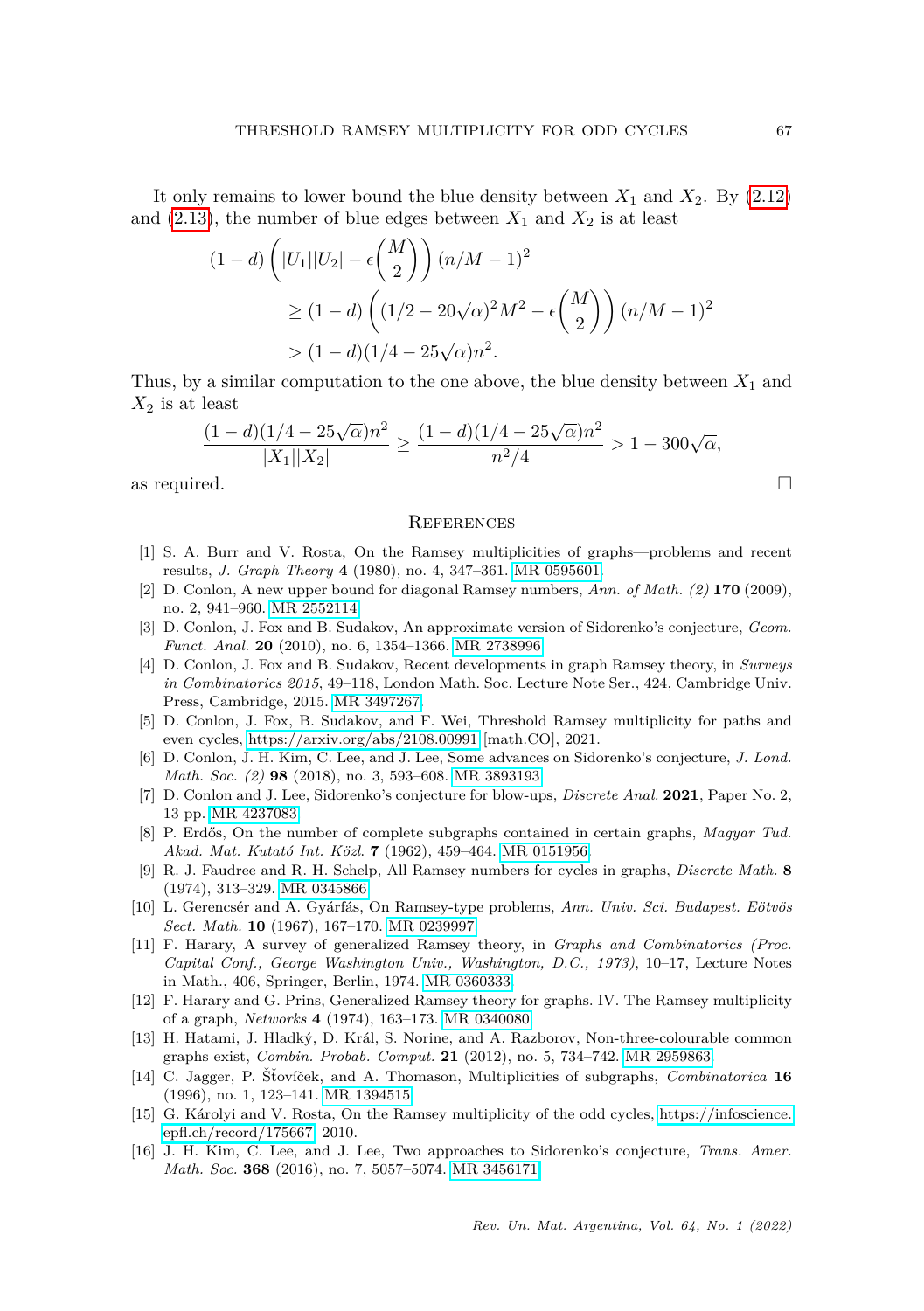It only remains to lower bound the blue density between $X_1$ and $X_2$. By (2.12) and (2.13), the number of blue edges between $X_1$ and $X_2$ is at least

$$
\begin{aligned}
(1-d)\left(|U_1||U_2| - \epsilon\binom{M}{2}\right)(n/M-1)^2 \\
&\geq (1-d)\left((1/2-20\sqrt{\alpha})^2M^2 - \epsilon\binom{M}{2}\right)(n/M-1)^2 \\
&> (1-d)(1/4-25\sqrt{\alpha})n^2.
\end{aligned}
$$

Thus, by a similar computation to the one above, the blue density between $X_1$ and $X_2$ is at least

$$
\frac{(1-d)(1/4-25\sqrt{\alpha})n^2}{|X_1||X_2|} \geq \frac{(1-d)(1/4-25\sqrt{\alpha})n^2}{n^2/4} > 1-300\sqrt{\alpha},
$$

as required. □

## References

[1] S. A. Burr and V. Rosta, On the Ramsey multiplicities of graphs—problems and recent results, *J. Graph Theory* **4** (1980), no. 4, 347–361. MR 0595601.

[2] D. Conlon, A new upper bound for diagonal Ramsey numbers, *Ann. of Math. (2)* **170** (2009), no. 2, 941–960. MR 2552114.

[3] D. Conlon, J. Fox and B. Sudakov, An approximate version of Sidorenko's conjecture, *Geom. Funct. Anal.* **20** (2010), no. 6, 1354–1366. MR 2738996.

[4] D. Conlon, J. Fox and B. Sudakov, Recent developments in graph Ramsey theory, in *Surveys in Combinatorics 2015*, 49–118, London Math. Soc. Lecture Note Ser., 424, Cambridge Univ. Press, Cambridge, 2015. MR 3497267.

[5] D. Conlon, J. Fox, B. Sudakov, and F. Wei, Threshold Ramsey multiplicity for paths and even cycles, https://arxiv.org/abs/2108.00991 [math.CO], 2021.

[6] D. Conlon, J. H. Kim, C. Lee, and J. Lee, Some advances on Sidorenko's conjecture, *J. Lond. Math. Soc. (2)* **98** (2018), no. 3, 593–608. MR 3893193.

[7] D. Conlon and J. Lee, Sidorenko's conjecture for blow-ups, *Discrete Anal.* **2021**, Paper No. 2, 13 pp. MR 4237083.

[8] P. Erdős, On the number of complete subgraphs contained in certain graphs, *Magyar Tud. Akad. Mat. Kutató Int. Közl.* **7** (1962), 459–464. MR 0151956.

[9] R. J. Faudree and R. H. Schelp, All Ramsey numbers for cycles in graphs, *Discrete Math.* **8** (1974), 313–329. MR 0345866.

[10] L. Gerencsér and A. Gyárfás, On Ramsey-type problems, *Ann. Univ. Sci. Budapest. Eötvös Sect. Math.* **10** (1967), 167–170. MR 0239997.

[11] F. Harary, A survey of generalized Ramsey theory, in *Graphs and Combinatorics (Proc. Capital Conf., George Washington Univ., Washington, D.C., 1973)*, 10–17, Lecture Notes in Math., 406, Springer, Berlin, 1974. MR 0360333.

[12] F. Harary and G. Prins, Generalized Ramsey theory for graphs. IV. The Ramsey multiplicity of a graph, *Networks* **4** (1974), 163–173. MR 0340080.

[13] H. Hatami, J. Hladký, D. Král, S. Norine, and A. Razborov, Non-three-colourable common graphs exist, *Combin. Probab. Comput.* **21** (2012), no. 5, 734–742. MR 2959863.

[14] C. Jagger, P. Šťovíček, and A. Thomason, Multiplicities of subgraphs, *Combinatorica* **16** (1996), no. 1, 123–141. MR 1394515.

[15] G. Károlyi and V. Rosta, On the Ramsey multiplicity of the odd cycles, https://infoscience.epfl.ch/record/175667, 2010.

[16] J. H. Kim, C. Lee, and J. Lee, Two approaches to Sidorenko's conjecture, *Trans. Amer. Math. Soc.* **368** (2016), no. 7, 5057–5074. MR 3456171.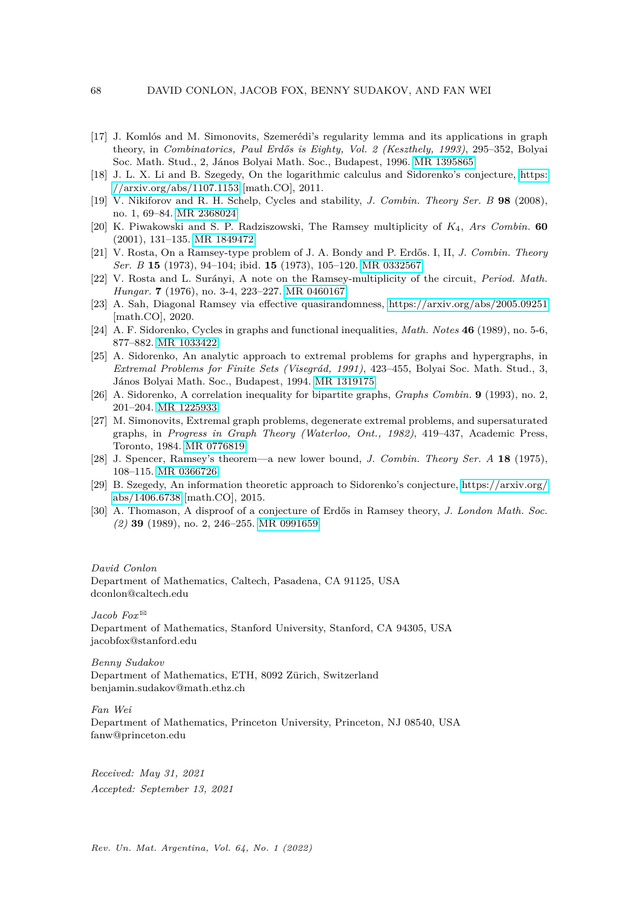[17] J. Komlós and M. Simonovits, Szemerédi's regularity lemma and its applications in graph theory, in *Combinatorics, Paul Erdős is Eighty, Vol. 2 (Keszthely, 1993)*, 295–352, Bolyai Soc. Math. Stud., 2, János Bolyai Math. Soc., Budapest, 1996. MR 1395865

[18] J. L. X. Li and B. Szegedy, On the logarithmic calculus and Sidorenko's conjecture, https://arxiv.org/abs/1107.1153 [math.CO], 2011.

[19] V. Nikiforov and R. H. Schelp, Cycles and stability, *J. Combin. Theory Ser. B* **98** (2008), no. 1, 69–84. MR 2368024

[20] K. Piwakowski and S. P. Radziszowski, The Ramsey multiplicity of $K_4$, *Ars Combin.* **60** (2001), 131–135. MR 1849472

[21] V. Rosta, On a Ramsey-type problem of J. A. Bondy and P. Erdős. I, II, *J. Combin. Theory Ser. B* **15** (1973), 94–104; ibid. **15** (1973), 105–120. MR 0332567

[22] V. Rosta and L. Surányi, A note on the Ramsey-multiplicity of the circuit, *Period. Math. Hungar.* **7** (1976), no. 3-4, 223–227. MR 0460167

[23] A. Sah, Diagonal Ramsey via effective quasirandomness, https://arxiv.org/abs/2005.09251 [math.CO], 2020.

[24] A. F. Sidorenko, Cycles in graphs and functional inequalities, *Math. Notes* **46** (1989), no. 5-6, 877–882. MR 1033422

[25] A. Sidorenko, An analytic approach to extremal problems for graphs and hypergraphs, in *Extremal Problems for Finite Sets (Visegrád, 1991)*, 423–455, Bolyai Soc. Math. Stud., 3, János Bolyai Math. Soc., Budapest, 1994. MR 1319175

[26] A. Sidorenko, A correlation inequality for bipartite graphs, *Graphs Combin.* **9** (1993), no. 2, 201–204. MR 1225933

[27] M. Simonovits, Extremal graph problems, degenerate extremal problems, and supersaturated graphs, in *Progress in Graph Theory (Waterloo, Ont., 1982)*, 419–437, Academic Press, Toronto, 1984. MR 0776819

[28] J. Spencer, Ramsey's theorem—a new lower bound, *J. Combin. Theory Ser. A* **18** (1975), 108–115. MR 0366726

[29] B. Szegedy, An information theoretic approach to Sidorenko's conjecture, https://arxiv.org/abs/1406.6738 [math.CO], 2015.

[30] A. Thomason, A disproof of a conjecture of Erdős in Ramsey theory, *J. London Math. Soc. (2)* **39** (1989), no. 2, 246–255. MR 0991659

*David Conlon*
Department of Mathematics, Caltech, Pasadena, CA 91125, USA
dconlon@caltech.edu

*Jacob Fox*✉
Department of Mathematics, Stanford University, Stanford, CA 94305, USA
jacobfox@stanford.edu

*Benny Sudakov*
Department of Mathematics, ETH, 8092 Zürich, Switzerland
benjamin.sudakov@math.ethz.ch

*Fan Wei*
Department of Mathematics, Princeton University, Princeton, NJ 08540, USA
fanw@princeton.edu

*Received: May 31, 2021*
*Accepted: September 13, 2021*